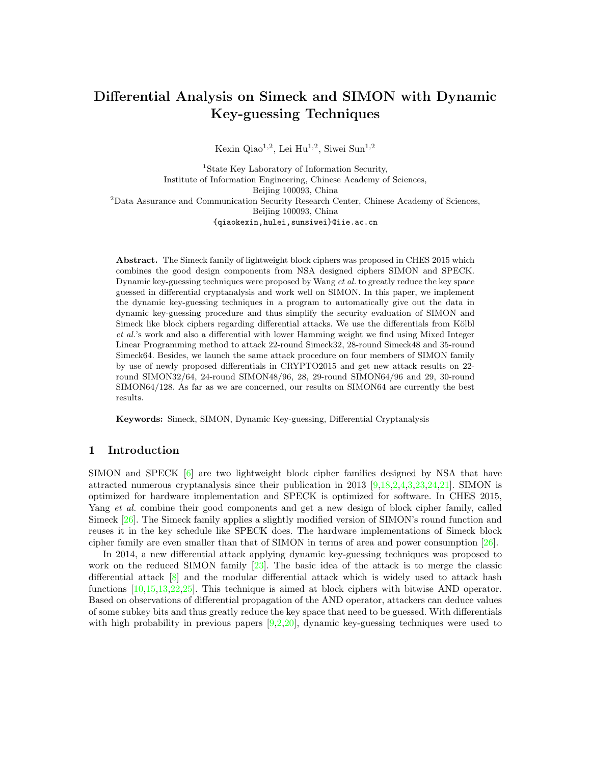# Differential Analysis on Simeck and SIMON with Dynamic Key-guessing Techniques

Kexin Qiao[1,2], Lei Hu[1,2], Siwei Sun[1,2]

[1]State Key Laboratory of Information Security,
Institute of Information Engineering, Chinese Academy of Sciences,
Beijing 100093, China
[2]Data Assurance and Communication Security Research Center, Chinese Academy of Sciences,
Beijing 100093, China
{qiaokexin,hulei,sunsiwei}@iie.ac.cn

**Abstract.** The Simeck family of lightweight block ciphers was proposed in CHES 2015 which combines the good design components from NSA designed ciphers SIMON and SPECK. Dynamic key-guessing techniques were proposed by Wang *et al.* to greatly reduce the key space guessed in differential cryptanalysis and work well on SIMON. In this paper, we implement the dynamic key-guessing techniques in a program to automatically give out the data in dynamic key-guessing procedure and thus simplify the security evaluation of SIMON and Simeck like block ciphers regarding differential attacks. We use the differentials from Kölbl *et al.*'s work and also a differential with lower Hamming weight we find using Mixed Integer Linear Programming method to attack 22-round Simeck32, 28-round Simeck48 and 35-round Simeck64. Besides, we launch the same attack procedure on four members of SIMON family by use of newly proposed differentials in CRYPTO2015 and get new attack results on 22-round SIMON32/64, 24-round SIMON48/96, 28, 29-round SIMON64/96 and 29, 30-round SIMON64/128. As far as we are concerned, our results on SIMON64 are currently the best results.

**Keywords:** Simeck, SIMON, Dynamic Key-guessing, Differential Cryptanalysis

## 1 Introduction

SIMON and SPECK [6] are two lightweight block cipher families designed by NSA that have attracted numerous cryptanalysis since their publication in 2013 [9,18,2,4,3,23,24,21]. SIMON is optimized for hardware implementation and SPECK is optimized for software. In CHES 2015, Yang *et al.* combine their good components and get a new design of block cipher family, called Simeck [26]. The Simeck family applies a slightly modified version of SIMON's round function and reuses it in the key schedule like SPECK does. The hardware implementations of Simeck block cipher family are even smaller than that of SIMON in terms of area and power consumption [26].

In 2014, a new differential attack applying dynamic key-guessing techniques was proposed to work on the reduced SIMON family [23]. The basic idea of the attack is to merge the classic differential attack [8] and the modular differential attack which is widely used to attack hash functions [10,15,13,22,25]. This technique is aimed at block ciphers with bitwise AND operator. Based on observations of differential propagation of the AND operator, attackers can deduce values of some subkey bits and thus greatly reduce the key space that need to be guessed. With differentials with high probability in previous papers [9,2,20], dynamic key-guessing techniques were used to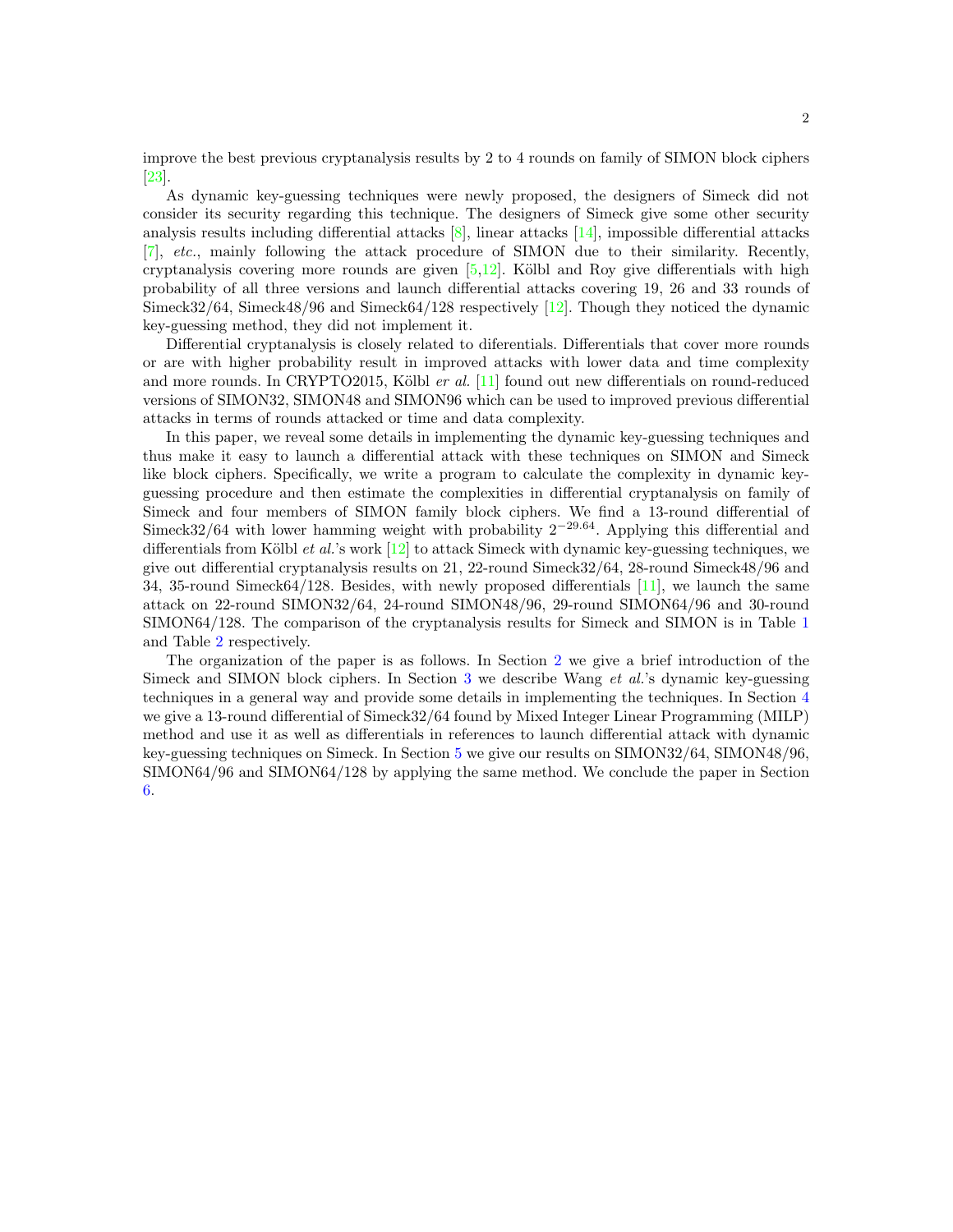improve the best previous cryptanalysis results by 2 to 4 rounds on family of SIMON block ciphers [23].

As dynamic key-guessing techniques were newly proposed, the designers of Simeck did not consider its security regarding this technique. The designers of Simeck give some other security analysis results including differential attacks [8], linear attacks [14], impossible differential attacks [7], *etc.*, mainly following the attack procedure of SIMON due to their similarity. Recently, cryptanalysis covering more rounds are given [5,12]. Kölbl and Roy give differentials with high probability of all three versions and launch differential attacks covering 19, 26 and 33 rounds of Simeck32/64, Simeck48/96 and Simeck64/128 respectively [12]. Though they noticed the dynamic key-guessing method, they did not implement it.

Differential cryptanalysis is closely related to diferentials. Differentials that cover more rounds or are with higher probability result in improved attacks with lower data and time complexity and more rounds. In CRYPTO2015, Kölbl *er al.* [11] found out new differentials on round-reduced versions of SIMON32, SIMON48 and SIMON96 which can be used to improved previous differential attacks in terms of rounds attacked or time and data complexity.

In this paper, we reveal some details in implementing the dynamic key-guessing techniques and thus make it easy to launch a differential attack with these techniques on SIMON and Simeck like block ciphers. Specifically, we write a program to calculate the complexity in dynamic key-guessing procedure and then estimate the complexities in differential cryptanalysis on family of Simeck and four members of SIMON family block ciphers. We find a 13-round differential of Simeck32/64 with lower hamming weight with probability $2^{-29.64}$. Applying this differential and differentials from Kölbl *et al.*'s work [12] to attack Simeck with dynamic key-guessing techniques, we give out differential cryptanalysis results on 21, 22-round Simeck32/64, 28-round Simeck48/96 and 34, 35-round Simeck64/128. Besides, with newly proposed differentials [11], we launch the same attack on 22-round SIMON32/64, 24-round SIMON48/96, 29-round SIMON64/96 and 30-round SIMON64/128. The comparison of the cryptanalysis results for Simeck and SIMON is in Table 1 and Table 2 respectively.

The organization of the paper is as follows. In Section 2 we give a brief introduction of the Simeck and SIMON block ciphers. In Section 3 we describe Wang *et al.*'s dynamic key-guessing techniques in a general way and provide some details in implementing the techniques. In Section 4 we give a 13-round differential of Simeck32/64 found by Mixed Integer Linear Programming (MILP) method and use it as well as differentials in references to launch differential attack with dynamic key-guessing techniques on Simeck. In Section 5 we give our results on SIMON32/64, SIMON48/96, SIMON64/96 and SIMON64/128 by applying the same method. We conclude the paper in Section 6.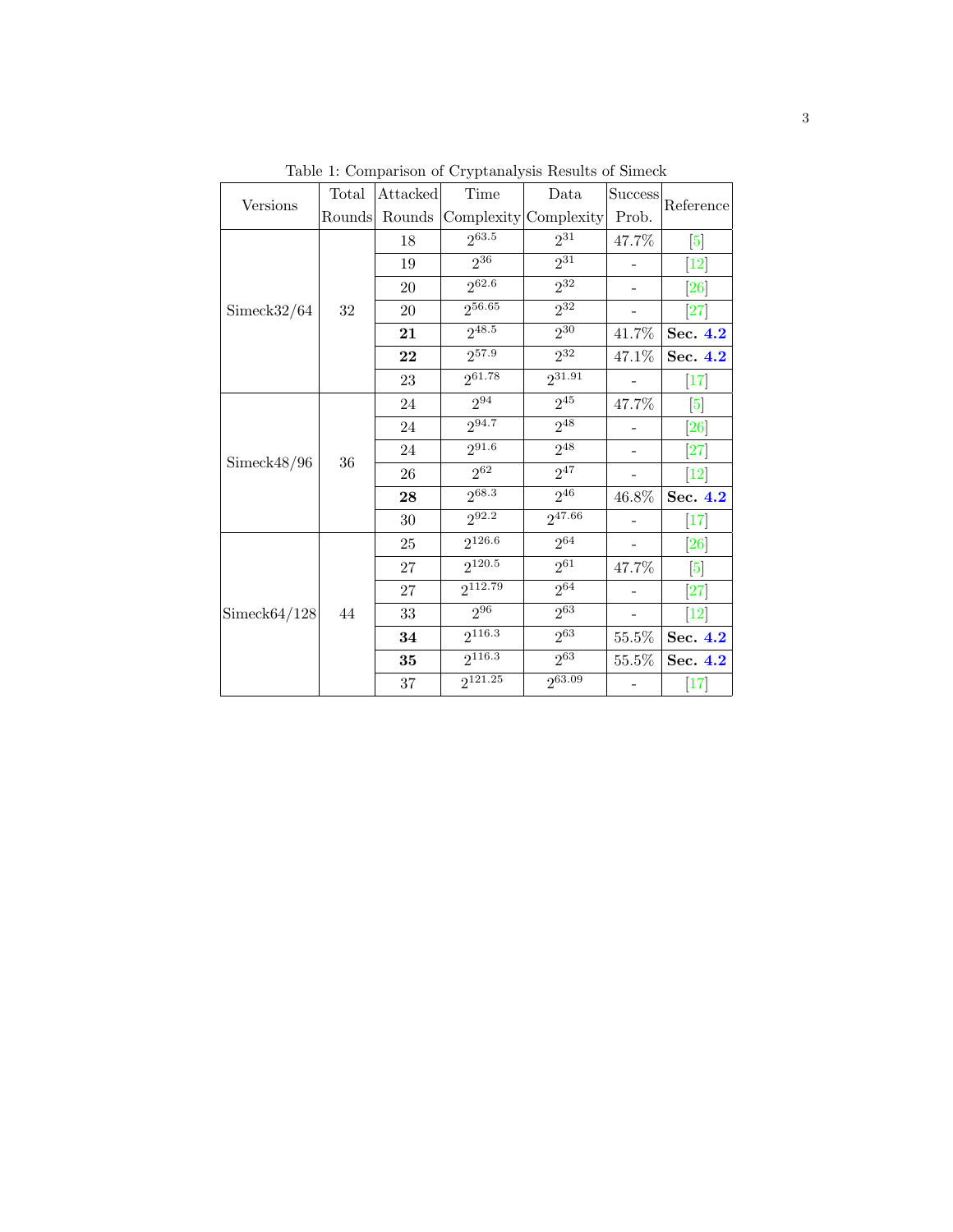Table 1: Comparison of Cryptanalysis Results of Simeck

| Versions | Total Rounds | Attacked Rounds | Time Complexity | Data Complexity | Success Prob. | Reference |
|---|---|---|---|---|---|---|
| Simeck32/64 | 32 | 18 | $2^{63.5}$ | $2^{31}$ | 47.7% | [5] |
| | | 19 | $2^{36}$ | $2^{31}$ | - | [12] |
| | | 20 | $2^{62.6}$ | $2^{32}$ | - | [26] |
| | | 20 | $2^{56.65}$ | $2^{32}$ | - | [27] |
| | | **21** | $2^{48.5}$ | $2^{30}$ | 41.7% | **Sec. 4.2** |
| | | **22** | $2^{57.9}$ | $2^{32}$ | 47.1% | **Sec. 4.2** |
| | | 23 | $2^{61.78}$ | $2^{31.91}$ | - | [17] |
| Simeck48/96 | 36 | 24 | $2^{94}$ | $2^{45}$ | 47.7% | [5] |
| | | 24 | $2^{94.7}$ | $2^{48}$ | - | [26] |
| | | 24 | $2^{91.6}$ | $2^{48}$ | - | [27] |
| | | 26 | $2^{62}$ | $2^{47}$ | - | [12] |
| | | **28** | $2^{68.3}$ | $2^{46}$ | 46.8% | **Sec. 4.2** |
| | | 30 | $2^{92.2}$ | $2^{47.66}$ | - | [17] |
| Simeck64/128 | 44 | 25 | $2^{126.6}$ | $2^{64}$ | - | [26] |
| | | 27 | $2^{120.5}$ | $2^{61}$ | 47.7% | [5] |
| | | 27 | $2^{112.79}$ | $2^{64}$ | - | [27] |
| | | 33 | $2^{96}$ | $2^{63}$ | - | [12] |
| | | **34** | $2^{116.3}$ | $2^{63}$ | 55.5% | **Sec. 4.2** |
| | | **35** | $2^{116.3}$ | $2^{63}$ | 55.5% | **Sec. 4.2** |
| | | 37 | $2^{121.25}$ | $2^{63.09}$ | - | [17] |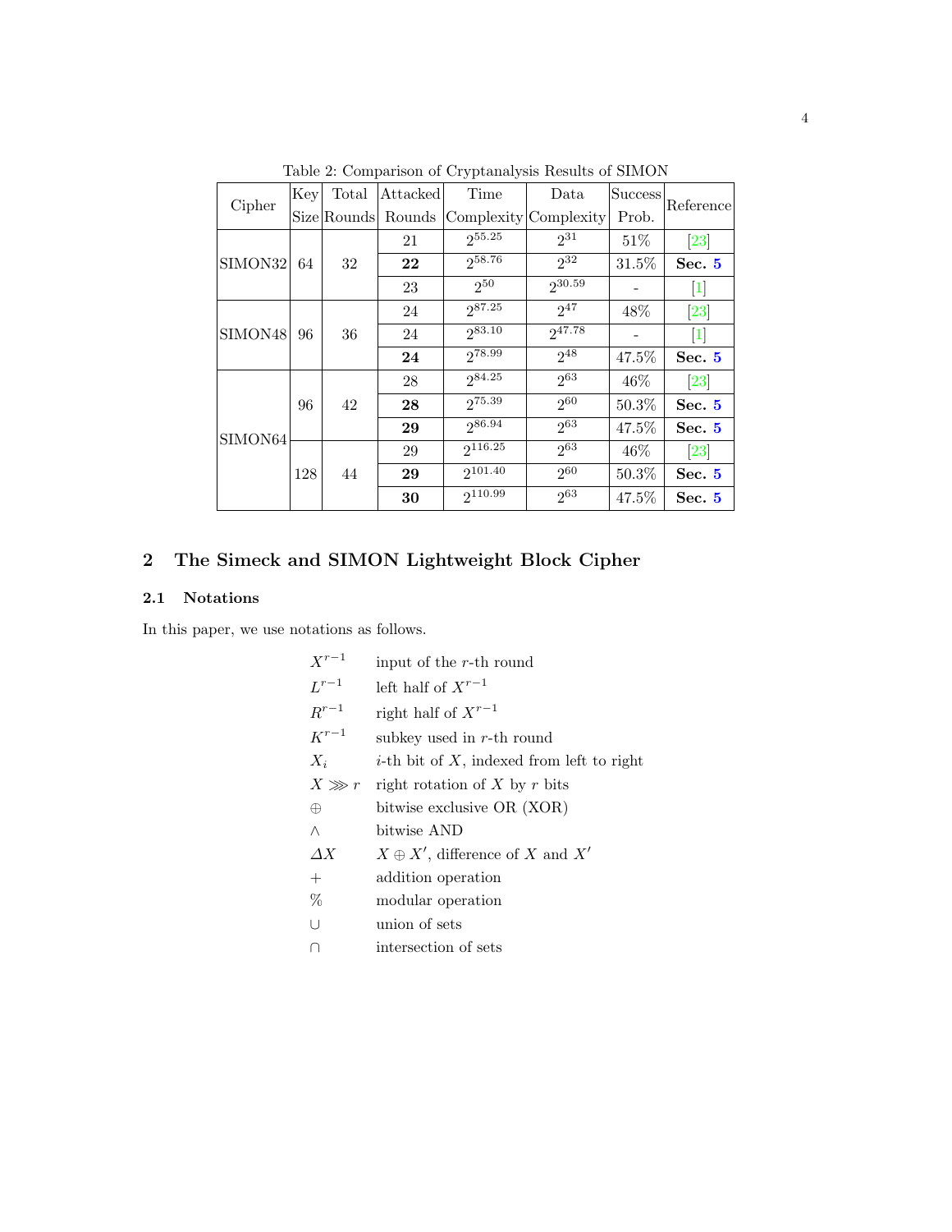Table 2: Comparison of Cryptanalysis Results of SIMON

| Cipher | Key Size | Total Rounds | Attacked Rounds | Time Complexity | Data Complexity | Success Prob. | Reference |
|---|---|---|---|---|---|---|---|
| SIMON32 | 64 | 32 | 21 | $2^{55.25}$ | $2^{31}$ | 51% | [23] |
| | | | **22** | $2^{58.76}$ | $2^{32}$ | 31.5% | **Sec. 5** |
| | | | 23 | $2^{50}$ | $2^{30.59}$ | - | [1] |
| SIMON48 | 96 | 36 | 24 | $2^{87.25}$ | $2^{47}$ | 48% | [23] |
| | | | 24 | $2^{83.10}$ | $2^{47.78}$ | - | [1] |
| | | | **24** | $2^{78.99}$ | $2^{48}$ | 47.5% | **Sec. 5** |
| SIMON64 | 96 | 42 | 28 | $2^{84.25}$ | $2^{63}$ | 46% | [23] |
| | | | **28** | $2^{75.39}$ | $2^{60}$ | 50.3% | **Sec. 5** |
| | | | **29** | $2^{86.94}$ | $2^{63}$ | 47.5% | **Sec. 5** |
| | 128 | 44 | 29 | $2^{116.25}$ | $2^{63}$ | 46% | [23] |
| | | | **29** | $2^{101.40}$ | $2^{60}$ | 50.3% | **Sec. 5** |
| | | | **30** | $2^{110.99}$ | $2^{63}$ | 47.5% | **Sec. 5** |

## 2 The Simeck and SIMON Lightweight Block Cipher

### 2.1 Notations

In this paper, we use notations as follows.

| | |
|---|---|
| $X^{r-1}$ | input of the $r$-th round |
| $L^{r-1}$ | left half of $X^{r-1}$ |
| $R^{r-1}$ | right half of $X^{r-1}$ |
| $K^{r-1}$ | subkey used in $r$-th round |
| $X_i$ | $i$-th bit of $X$, indexed from left to right |
| $X \ggg r$ | right rotation of $X$ by $r$ bits |
| $\oplus$ | bitwise exclusive OR (XOR) |
| $\wedge$ | bitwise AND |
| $\Delta X$ | $X \oplus X'$, difference of $X$ and $X'$ |
| $+$ | addition operation |
| $\%$ | modular operation |
| $\cup$ | union of sets |
| $\cap$ | intersection of sets |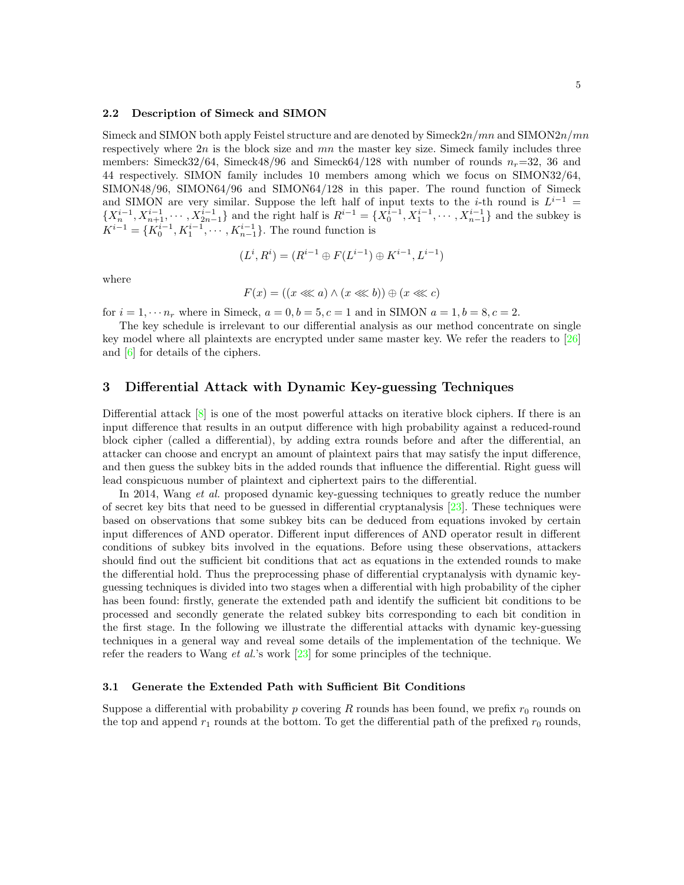### 2.2 Description of Simeck and SIMON

Simeck and SIMON both apply Feistel structure and are denoted by Simeck$2n/mn$ and SIMON$2n/mn$ respectively where $2n$ is the block size and $mn$ the master key size. Simeck family includes three members: Simeck32/64, Simeck48/96 and Simeck64/128 with number of rounds $n_r$=32, 36 and 44 respectively. SIMON family includes 10 members among which we focus on SIMON32/64, SIMON48/96, SIMON64/96 and SIMON64/128 in this paper. The round function of Simeck and SIMON are very similar. Suppose the left half of input texts to the $i$-th round is $L^{i-1} = \{X_n^{i-1}, X_{n+1}^{i-1}, \cdots, X_{2n-1}^{i-1}\}$ and the right half is $R^{i-1} = \{X_0^{i-1}, X_1^{i-1}, \cdots, X_{n-1}^{i-1}\}$ and the subkey is $K^{i-1} = \{K_0^{i-1}, K_1^{i-1}, \cdots, K_{n-1}^{i-1}\}$. The round function is

$$(L^i, R^i) = (R^{i-1} \oplus F(L^{i-1}) \oplus K^{i-1}, L^{i-1})$$

where

$$F(x) = ((x \lll a) \wedge (x \lll b)) \oplus (x \lll c)$$

for $i = 1, \cdots n_r$ where in Simeck, $a = 0, b = 5, c = 1$ and in SIMON $a = 1, b = 8, c = 2$.

The key schedule is irrelevant to our differential analysis as our method concentrate on single key model where all plaintexts are encrypted under same master key. We refer the readers to [26] and [6] for details of the ciphers.

## 3 Differential Attack with Dynamic Key-guessing Techniques

Differential attack [8] is one of the most powerful attacks on iterative block ciphers. If there is an input difference that results in an output difference with high probability against a reduced-round block cipher (called a differential), by adding extra rounds before and after the differential, an attacker can choose and encrypt an amount of plaintext pairs that may satisfy the input difference, and then guess the subkey bits in the added rounds that influence the differential. Right guess will lead conspicuous number of plaintext and ciphertext pairs to the differential.

In 2014, Wang *et al.* proposed dynamic key-guessing techniques to greatly reduce the number of secret key bits that need to be guessed in differential cryptanalysis [23]. These techniques were based on observations that some subkey bits can be deduced from equations invoked by certain input differences of AND operator. Different input differences of AND operator result in different conditions of subkey bits involved in the equations. Before using these observations, attackers should find out the sufficient bit conditions that act as equations in the extended rounds to make the differential hold. Thus the preprocessing phase of differential cryptanalysis with dynamic key-guessing techniques is divided into two stages when a differential with high probability of the cipher has been found: firstly, generate the extended path and identify the sufficient bit conditions to be processed and secondly generate the related subkey bits corresponding to each bit condition in the first stage. In the following we illustrate the differential attacks with dynamic key-guessing techniques in a general way and reveal some details of the implementation of the technique. We refer the readers to Wang *et al.*'s work [23] for some principles of the technique.

### 3.1 Generate the Extended Path with Sufficient Bit Conditions

Suppose a differential with probability $p$ covering $R$ rounds has been found, we prefix $r_0$ rounds on the top and append $r_1$ rounds at the bottom. To get the differential path of the prefixed $r_0$ rounds,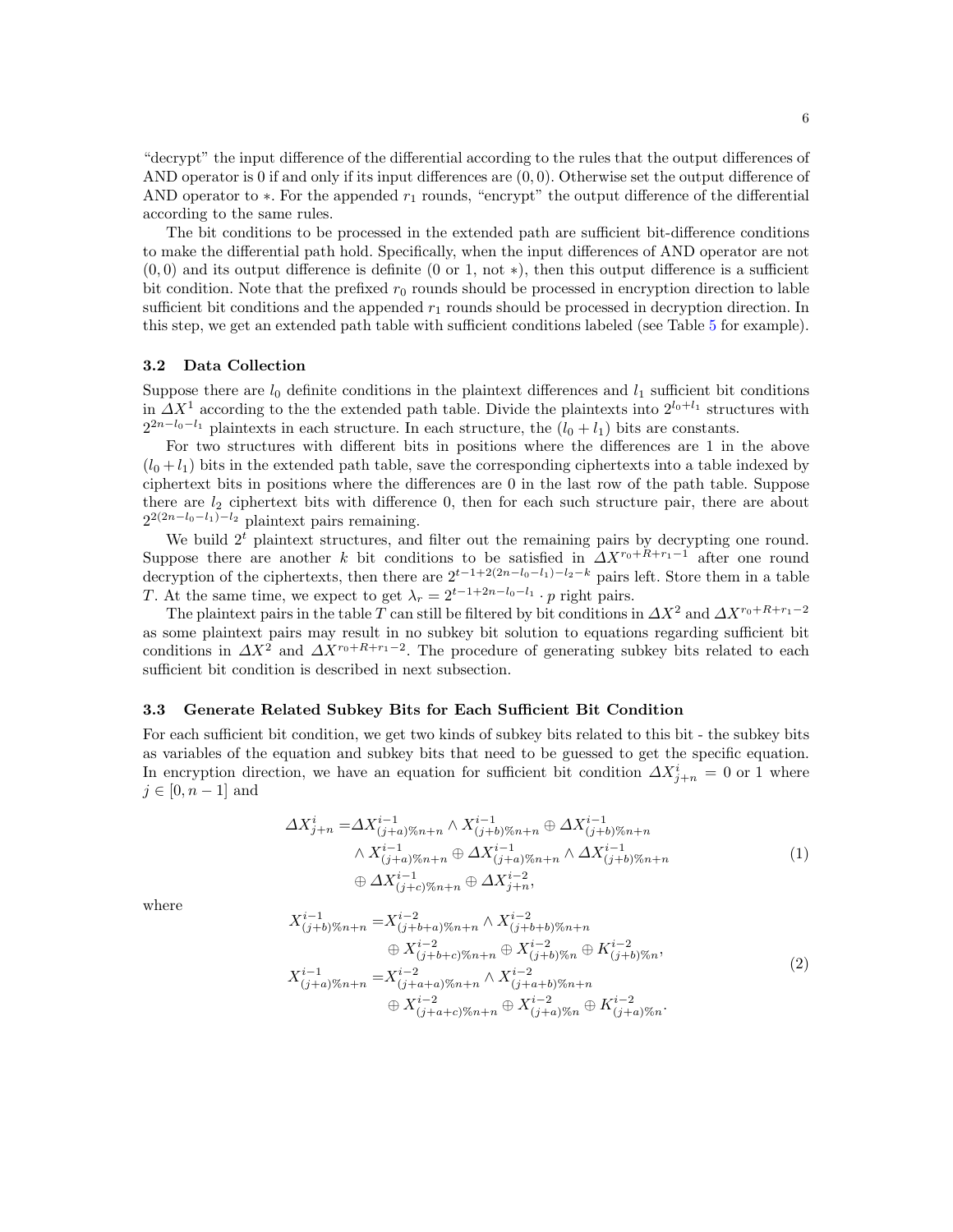"decrypt" the input difference of the differential according to the rules that the output differences of AND operator is 0 if and only if its input differences are $(0, 0)$. Otherwise set the output difference of AND operator to $*$. For the appended $r_1$ rounds, "encrypt" the output difference of the differential according to the same rules.

The bit conditions to be processed in the extended path are sufficient bit-difference conditions to make the differential path hold. Specifically, when the input differences of AND operator are not $(0, 0)$ and its output difference is definite (0 or 1, not $*$), then this output difference is a sufficient bit condition. Note that the prefixed $r_0$ rounds should be processed in encryption direction to lable sufficient bit conditions and the appended $r_1$ rounds should be processed in decryption direction. In this step, we get an extended path table with sufficient conditions labeled (see Table 5 for example).

### 3.2 Data Collection

Suppose there are $l_0$ definite conditions in the plaintext differences and $l_1$ sufficient bit conditions in $\Delta X^1$ according to the the extended path table. Divide the plaintexts into $2^{l_0+l_1}$ structures with $2^{2n-l_0-l_1}$ plaintexts in each structure. In each structure, the $(l_0+l_1)$ bits are constants.

For two structures with different bits in positions where the differences are 1 in the above $(l_0+l_1)$ bits in the extended path table, save the corresponding ciphertexts into a table indexed by ciphertext bits in positions where the differences are 0 in the last row of the path table. Suppose there are $l_2$ ciphertext bits with difference 0, then for each such structure pair, there are about $2^{2(2n-l_0-l_1)-l_2}$ plaintext pairs remaining.

We build $2^t$ plaintext structures, and filter out the remaining pairs by decrypting one round. Suppose there are another $k$ bit conditions to be satisfied in $\Delta X^{r_0+R+r_1-1}$ after one round decryption of the ciphertexts, then there are $2^{t-1+2(2n-l_0-l_1)-l_2-k}$ pairs left. Store them in a table $T$. At the same time, we expect to get $\lambda_r = 2^{t-1+2n-l_0-l_1} \cdot p$ right pairs.

The plaintext pairs in the table $T$ can still be filtered by bit conditions in $\Delta X^2$ and $\Delta X^{r_0+R+r_1-2}$ as some plaintext pairs may result in no subkey bit solution to equations regarding sufficient bit conditions in $\Delta X^2$ and $\Delta X^{r_0+R+r_1-2}$. The procedure of generating subkey bits related to each sufficient bit condition is described in next subsection.

### 3.3 Generate Related Subkey Bits for Each Sufficient Bit Condition

For each sufficient bit condition, we get two kinds of subkey bits related to this bit - the subkey bits as variables of the equation and subkey bits that need to be guessed to get the specific equation. In encryption direction, we have an equation for sufficient bit condition $\Delta X^i_{j+n} = 0$ or 1 where $j \in [0, n-1]$ and

$$
\begin{aligned}
\Delta X^i_{j+n} =& \Delta X^{i-1}_{(j+a)\%n+n} \wedge X^{i-1}_{(j+b)\%n+n} \oplus \Delta X^{i-1}_{(j+b)\%n+n} \\
& \wedge X^{i-1}_{(j+a)\%n+n} \oplus \Delta X^{i-1}_{(j+a)\%n+n} \wedge \Delta X^{i-1}_{(j+b)\%n+n} \\
& \oplus \Delta X^{i-1}_{(j+c)\%n+n} \oplus \Delta X^{i-2}_{j+n},
\end{aligned} \tag{1}
$$

where

$$
\begin{aligned}
X^{i-1}_{(j+b)\%n+n} =& X^{i-2}_{(j+b+a)\%n+n} \wedge X^{i-2}_{(j+b+b)\%n+n} \\
& \oplus X^{i-2}_{(j+b+c)\%n+n} \oplus X^{i-2}_{(j+b)\%n} \oplus K^{i-2}_{(j+b)\%n}, \\
X^{i-1}_{(j+a)\%n+n} =& X^{i-2}_{(j+a+a)\%n+n} \wedge X^{i-2}_{(j+a+b)\%n+n} \\
& \oplus X^{i-2}_{(j+a+c)\%n+n} \oplus X^{i-2}_{(j+a)\%n} \oplus K^{i-2}_{(j+a)\%n}.
\end{aligned} \tag{2}
$$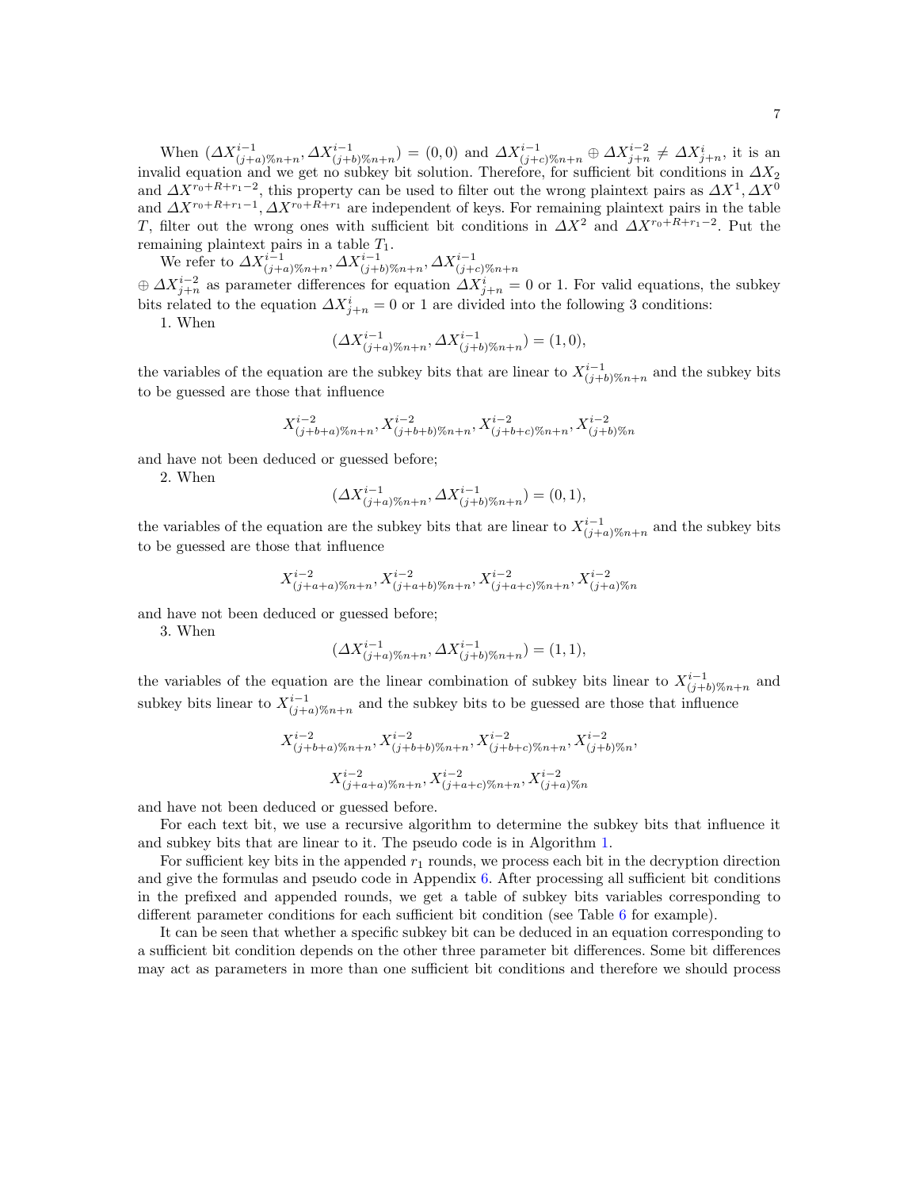When $(\Delta X^{i-1}_{(j+a)\%n+n}, \Delta X^{i-1}_{(j+b)\%n+n}) = (0,0)$ and $\Delta X^{i-1}_{(j+c)\%n+n} \oplus \Delta X^{i-2}_{j+n} \neq \Delta X^{i}_{j+n}$, it is an invalid equation and we get no subkey bit solution. Therefore, for sufficient bit conditions in $\Delta X_2$ and $\Delta X^{r_0+R+r_1-2}$, this property can be used to filter out the wrong plaintext pairs as $\Delta X^1, \Delta X^0$ and $\Delta X^{r_0+R+r_1-1}, \Delta X^{r_0+R+r_1}$ are independent of keys. For remaining plaintext pairs in the table $T$, filter out the wrong ones with sufficient bit conditions in $\Delta X^2$ and $\Delta X^{r_0+R+r_1-2}$. Put the remaining plaintext pairs in a table $T_1$.

We refer to $\Delta X^{i-1}_{(j+a)\%n+n}, \Delta X^{i-1}_{(j+b)\%n+n}, \Delta X^{i-1}_{(j+c)\%n+n} \oplus \Delta X^{i-2}_{j+n}$ as parameter differences for equation $\Delta X^{i}_{j+n} = 0$ or 1. For valid equations, the subkey bits related to the equation $\Delta X^{i}_{j+n} = 0$ or 1 are divided into the following 3 conditions:

1. When

$$(\Delta X^{i-1}_{(j+a)\%n+n}, \Delta X^{i-1}_{(j+b)\%n+n}) = (1,0),$$

the variables of the equation are the subkey bits that are linear to $X^{i-1}_{(j+b)\%n+n}$ and the subkey bits to be guessed are those that influence

$$X^{i-2}_{(j+b+a)\%n+n}, X^{i-2}_{(j+b+b)\%n+n}, X^{i-2}_{(j+b+c)\%n+n}, X^{i-2}_{(j+b)\%n}$$

and have not been deduced or guessed before;

2. When

$$(\Delta X^{i-1}_{(j+a)\%n+n}, \Delta X^{i-1}_{(j+b)\%n+n}) = (0,1),$$

the variables of the equation are the subkey bits that are linear to $X^{i-1}_{(j+a)\%n+n}$ and the subkey bits to be guessed are those that influence

$$X^{i-2}_{(j+a+a)\%n+n}, X^{i-2}_{(j+a+b)\%n+n}, X^{i-2}_{(j+a+c)\%n+n}, X^{i-2}_{(j+a)\%n}$$

and have not been deduced or guessed before;

3. When

$$(\Delta X^{i-1}_{(j+a)\%n+n}, \Delta X^{i-1}_{(j+b)\%n+n}) = (1,1),$$

the variables of the equation are the linear combination of subkey bits linear to $X^{i-1}_{(j+b)\%n+n}$ and subkey bits linear to $X^{i-1}_{(j+a)\%n+n}$ and the subkey bits to be guessed are those that influence

$$X^{i-2}_{(j+b+a)\%n+n}, X^{i-2}_{(j+b+b)\%n+n}, X^{i-2}_{(j+b+c)\%n+n}, X^{i-2}_{(j+b)\%n},$$

$$X^{i-2}_{(j+a+a)\%n+n}, X^{i-2}_{(j+a+c)\%n+n}, X^{i-2}_{(j+a)\%n}$$

and have not been deduced or guessed before.

For each text bit, we use a recursive algorithm to determine the subkey bits that influence it and subkey bits that are linear to it. The pseudo code is in Algorithm 1.

For sufficient key bits in the appended $r_1$ rounds, we process each bit in the decryption direction and give the formulas and pseudo code in Appendix 6. After processing all sufficient bit conditions in the prefixed and appended rounds, we get a table of subkey bits variables corresponding to different parameter conditions for each sufficient bit condition (see Table 6 for example).

It can be seen that whether a specific subkey bit can be deduced in an equation corresponding to a sufficient bit condition depends on the other three parameter bit differences. Some bit differences may act as parameters in more than one sufficient bit conditions and therefore we should process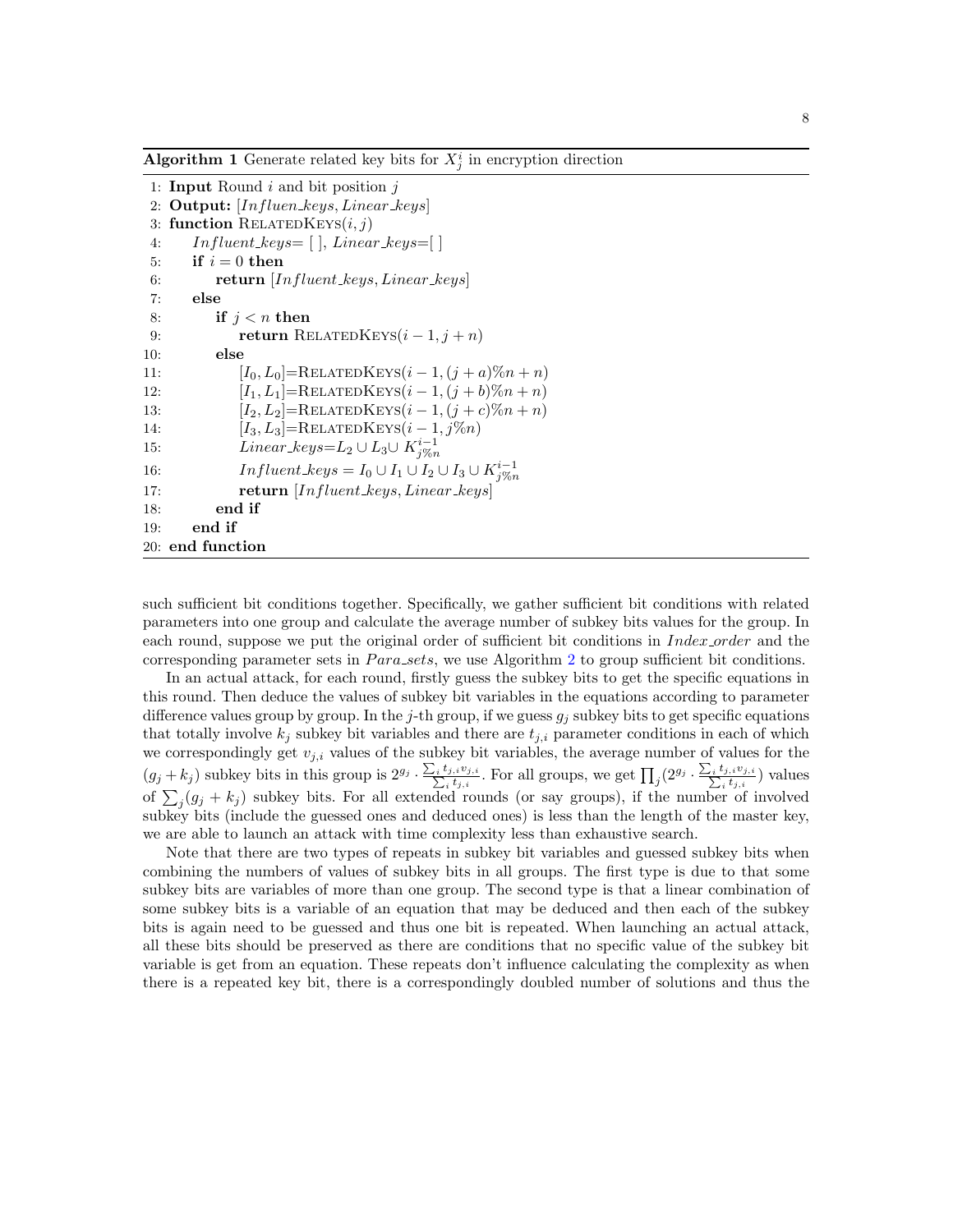**Algorithm 1** Generate related key bits for $X_j^i$ in encryption direction

```
1: Input Round i and bit position j
2: Output: [Influen_keys, Linear_keys]
3: function RelatedKeys(i, j)
4:     Influent_keys= [ ], Linear_keys=[ ]
5:     if i = 0 then
6:         return [Influent_keys, Linear_keys]
7:     else
8:         if j < n then
9:             return RelatedKeys(i − 1, j + n)
10:        else
11:            [I_0, L_0]=RelatedKeys(i − 1, (j + a)%n + n)
12:            [I_1, L_1]=RelatedKeys(i − 1, (j + b)%n + n)
13:            [I_2, L_2]=RelatedKeys(i − 1, (j + c)%n + n)
14:            [I_3, L_3]=RelatedKeys(i − 1, j%n)
15:            Linear_keys=L_2 ∪ L_3 ∪ K^{i−1}_{j%n}
16:            Influent_keys = I_0 ∪ I_1 ∪ I_2 ∪ I_3 ∪ K^{i−1}_{j%n}
17:            return [Influent_keys, Linear_keys]
18:        end if
19:    end if
20: end function
```

such sufficient bit conditions together. Specifically, we gather sufficient bit conditions with related parameters into one group and calculate the average number of subkey bits values for the group. In each round, suppose we put the original order of sufficient bit conditions in *Index_order* and the corresponding parameter sets in *Para_sets*, we use Algorithm 2 to group sufficient bit conditions.

In an actual attack, for each round, firstly guess the subkey bits to get the specific equations in this round. Then deduce the values of subkey bit variables in the equations according to parameter difference values group by group. In the $j$-th group, if we guess $g_j$ subkey bits to get specific equations that totally involve $k_j$ subkey bit variables and there are $t_{j,i}$ parameter conditions in each of which we correspondingly get $v_{j,i}$ values of the subkey bit variables, the average number of values for the $(g_j + k_j)$ subkey bits in this group is $2^{g_j} \cdot \frac{\sum_i t_{j,i} v_{j,i}}{\sum_i t_{j,i}}$. For all groups, we get $\prod_j (2^{g_j} \cdot \frac{\sum_i t_{j,i} v_{j,i}}{\sum_i t_{j,i}})$ values of $\sum_j (g_j + k_j)$ subkey bits. For all extended rounds (or say groups), if the number of involved subkey bits (include the guessed ones and deduced ones) is less than the length of the master key, we are able to launch an attack with time complexity less than exhaustive search.

Note that there are two types of repeats in subkey bit variables and guessed subkey bits when combining the numbers of values of subkey bits in all groups. The first type is due to that some subkey bits are variables of more than one group. The second type is that a linear combination of some subkey bits is a variable of an equation that may be deduced and then each of the subkey bits is again need to be guessed and thus one bit is repeated. When launching an actual attack, all these bits should be preserved as there are conditions that no specific value of the subkey bit variable is get from an equation. These repeats don't influence calculating the complexity as when there is a repeated key bit, there is a correspondingly doubled number of solutions and thus the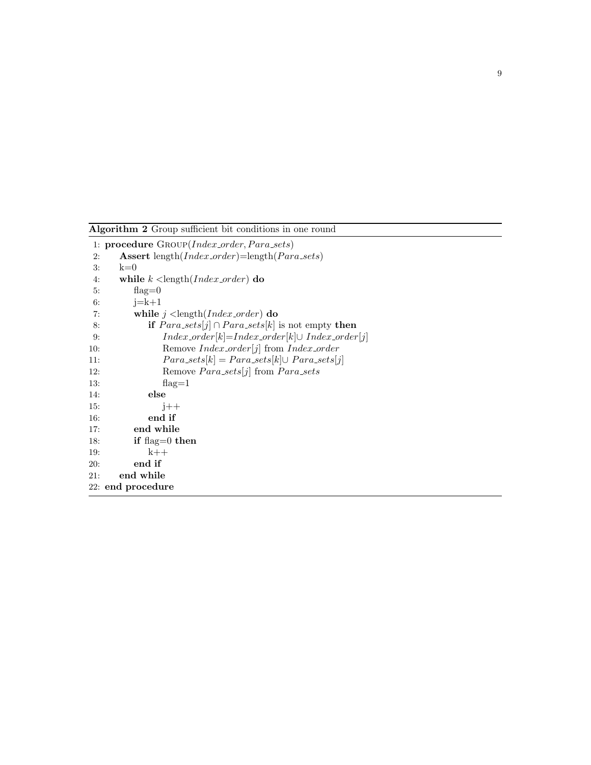**Algorithm 2** Group sufficient bit conditions in one round

```
1: procedure GROUP(Index_order, Para_sets)
2:     Assert length(Index_order)=length(Para_sets)
3:     k=0
4:     while k <length(Index_order) do
5:         flag=0
6:         j=k+1
7:         while j <length(Index_order) do
8:             if Para_sets[j] ∩ Para_sets[k] is not empty then
9:                 Index_order[k]=Index_order[k]∪ Index_order[j]
10:                Remove Index_order[j] from Index_order
11:                Para_sets[k] = Para_sets[k]∪ Para_sets[j]
12:                Remove Para_sets[j] from Para_sets
13:                flag=1
14:            else
15:                j++
16:            end if
17:        end while
18:        if flag=0 then
19:            k++
20:        end if
21:    end while
22: end procedure
```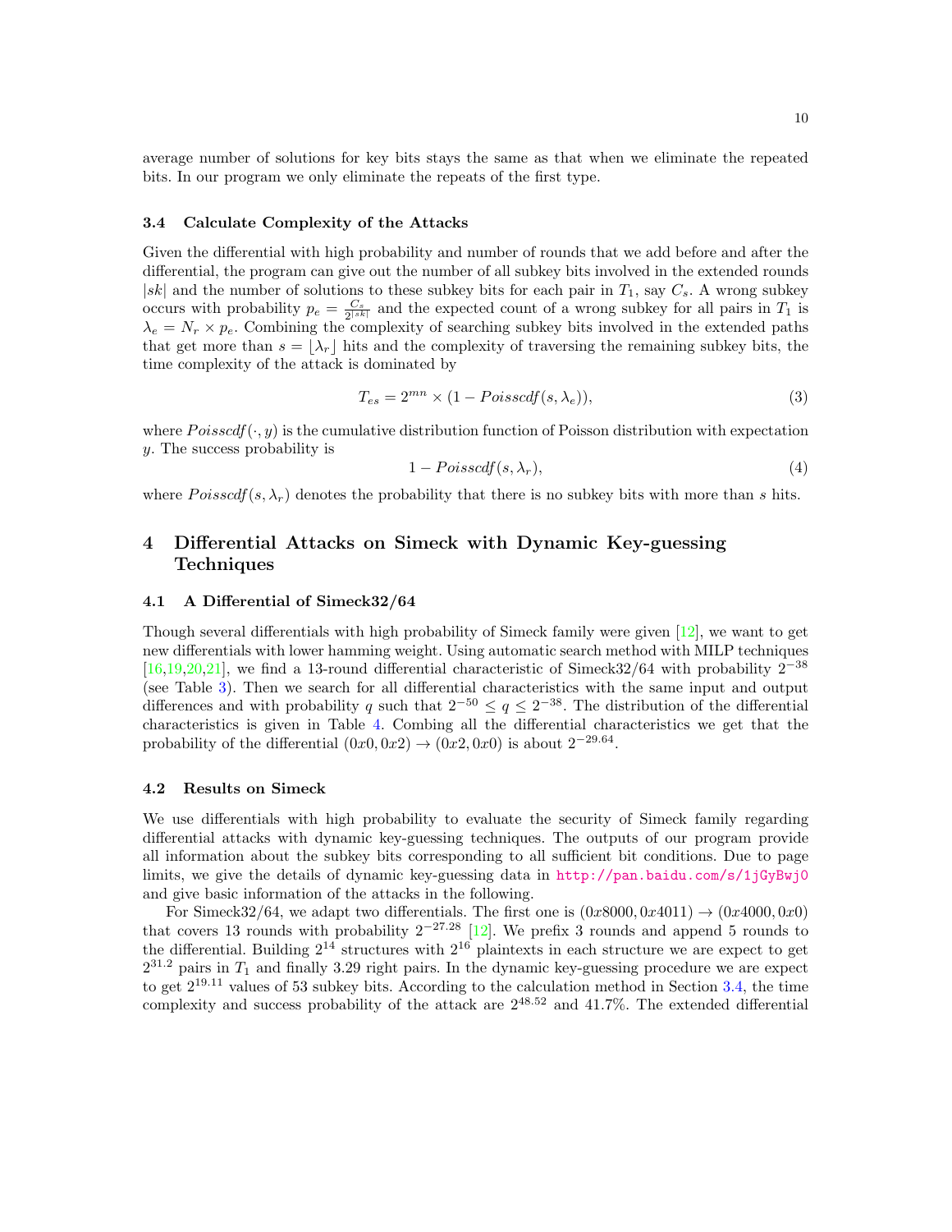average number of solutions for key bits stays the same as that when we eliminate the repeated bits. In our program we only eliminate the repeats of the first type.

### 3.4 Calculate Complexity of the Attacks

Given the differential with high probability and number of rounds that we add before and after the differential, the program can give out the number of all subkey bits involved in the extended rounds $|sk|$ and the number of solutions to these subkey bits for each pair in $T_1$, say $C_s$. A wrong subkey occurs with probability $p_e = \frac{C_s}{2^{|sk|}}$ and the expected count of a wrong subkey for all pairs in $T_1$ is $\lambda_e = N_r \times p_e$. Combining the complexity of searching subkey bits involved in the extended paths that get more than $s = \lfloor \lambda_r \rfloor$ hits and the complexity of traversing the remaining subkey bits, the time complexity of the attack is dominated by

$$T_{es} = 2^{mn} \times (1 - Poisscdf(s, \lambda_e)), \tag{3}$$

where $Poisscdf(\cdot, y)$ is the cumulative distribution function of Poisson distribution with expectation $y$. The success probability is

$$1 - Poisscdf(s, \lambda_r), \tag{4}$$

where $Poisscdf(s, \lambda_r)$ denotes the probability that there is no subkey bits with more than $s$ hits.

## 4 Differential Attacks on Simeck with Dynamic Key-guessing Techniques

### 4.1 A Differential of Simeck32/64

Though several differentials with high probability of Simeck family were given [12], we want to get new differentials with lower hamming weight. Using automatic search method with MILP techniques [16,19,20,21], we find a 13-round differential characteristic of Simeck32/64 with probability $2^{-38}$ (see Table 3). Then we search for all differential characteristics with the same input and output differences and with probability $q$ such that $2^{-50} \leq q \leq 2^{-38}$. The distribution of the differential characteristics is given in Table 4. Combing all the differential characteristics we get that the probability of the differential $(0x0, 0x2) \rightarrow (0x2, 0x0)$ is about $2^{-29.64}$.

### 4.2 Results on Simeck

We use differentials with high probability to evaluate the security of Simeck family regarding differential attacks with dynamic key-guessing techniques. The outputs of our program provide all information about the subkey bits corresponding to all sufficient bit conditions. Due to page limits, we give the details of dynamic key-guessing data in http://pan.baidu.com/s/1jGyBwj0 and give basic information of the attacks in the following.

For Simeck32/64, we adapt two differentials. The first one is $(0x8000, 0x4011) \rightarrow (0x4000, 0x0)$ that covers 13 rounds with probability $2^{-27.28}$ [12]. We prefix 3 rounds and append 5 rounds to the differential. Building $2^{14}$ structures with $2^{16}$ plaintexts in each structure we are expect to get $2^{31.2}$ pairs in $T_1$ and finally 3.29 right pairs. In the dynamic key-guessing procedure we are expect to get $2^{19.11}$ values of 53 subkey bits. According to the calculation method in Section 3.4, the time complexity and success probability of the attack are $2^{48.52}$ and 41.7%. The extended differential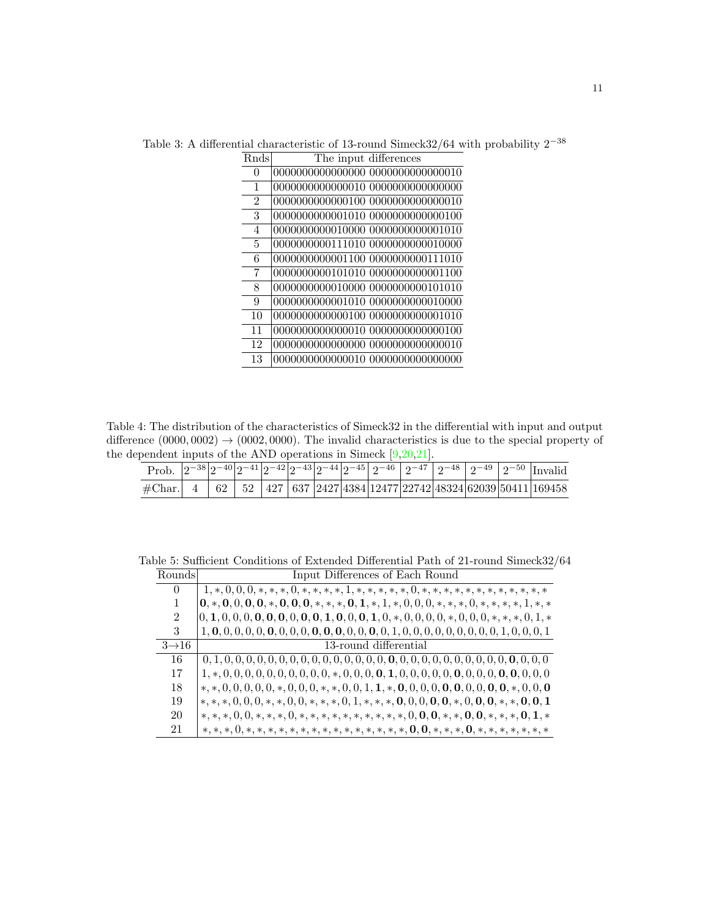Table 3: A differential characteristic of 13-round Simeck32/64 with probability $2^{-38}$

| Rnds | The input differences |
|---|---|
| 0 | 0000000000000000 0000000000000010 |
| 1 | 0000000000000010 0000000000000000 |
| 2 | 0000000000000100 0000000000000010 |
| 3 | 0000000000001010 0000000000000100 |
| 4 | 0000000000010000 0000000000001010 |
| 5 | 0000000000111010 0000000000010000 |
| 6 | 0000000000001100 0000000000111010 |
| 7 | 0000000000101010 0000000000001100 |
| 8 | 0000000000010000 0000000000101010 |
| 9 | 0000000000001010 0000000000010000 |
| 10 | 0000000000000100 0000000000001010 |
| 11 | 0000000000000010 0000000000000100 |
| 12 | 0000000000000000 0000000000000010 |
| 13 | 0000000000000010 0000000000000000 |

Table 4: The distribution of the characteristics of Simeck32 in the differential with input and output difference $(0000, 0002) \rightarrow (0002, 0000)$. The invalid characteristics is due to the special property of the dependent inputs of the AND operations in Simeck [9,20,21].

| Prob. | $2^{-38}$ | $2^{-40}$ | $2^{-41}$ | $2^{-42}$ | $2^{-43}$ | $2^{-44}$ | $2^{-45}$ | $2^{-46}$ | $2^{-47}$ | $2^{-48}$ | $2^{-49}$ | $2^{-50}$ | Invalid |
|---|---|---|---|---|---|---|---|---|---|---|---|---|---|
| #Char. | 4 | 62 | 52 | 427 | 637 | 2427 | 4384 | 12477 | 22742 | 48324 | 62039 | 50411 | 169458 |

Table 5: Sufficient Conditions of Extended Differential Path of 21-round Simeck32/64

| Rounds | Input Differences of Each Round |
|---|---|
| 0 | 1, *, 0, 0, 0, *, *, *, 0, *, *, *, *, 1, *, *, *, *, *, 0, *, *, *, *, *, *, *, *, *, *, *, * |
| 1 | **0**, *, **0**, 0, **0**, **0**, *, **0**, **0**, **0**, *, *, *, **0**, **1**, *, 1, *, 0, 0, 0, *, *, *, 0, *, *, *, *, 1, *, * |
| 2 | 0, **1**, 0, 0, 0, **0**, **0**, **0**, 0, **0**, 0, **1**, **0**, 0, **0**, **1**, 0, *, 0, 0, 0, 0, *, 0, 0, 0, *, *, *, 0, 1, * |
| 3 | 1, **0**, 0, 0, 0, 0, **0**, 0, 0, 0, **0**, **0**, **0**, 0, 0, **0**, 0, 1, 0, 0, 0, 0, 0, 0, 0, 0, 0, 1, 0, 0, 0, 1 |
| 3→16 | 13-round differential |
| 16 | 0, 1, 0, 0, 0, 0, 0, 0, 0, 0, 0, 0, 0, 0, 0, 0, 0, **0**, 0, 0, 0, 0, 0, 0, 0, 0, 0, 0, **0**, 0, 0, 0 |
| 17 | 1, *, 0, 0, 0, 0, 0, 0, 0, 0, 0, 0, 0, *, 0, 0, 0, **0**, **1**, 0, 0, 0, 0, 0, **0**, 0, 0, 0, **0**, **0**, 0, 0, 0 |
| 18 | *, *, 0, 0, 0, 0, 0, *, 0, 0, 0, *, *, 0, 0, 1, **1**, *, **0**, 0, 0, 0, **0**, **0**, 0, 0, 0, **0**, **0**, *, 0, 0, **0** |
| 19 | *, *, *, 0, 0, 0, *, *, 0, 0, *, *, *, 0, 1, *, *, *, **0**, 0, 0, **0**, **0**, *, 0, **0**, **0**, *, *, **0**, **0**, **1** |
| 20 | *, *, *, 0, 0, *, *, *, 0, *, *, *, *, *, *, *, *, *, *, 0, **0**, *, *, **0**, **0**, *, *, *, **0**, **1**, * |
| 21 | *, *, *, 0, *, *, *, *, *, *, *, *, *, *, *, *, *, *, *, **0**, **0**, *, *, *, **0**, *, *, *, *, *, *, * |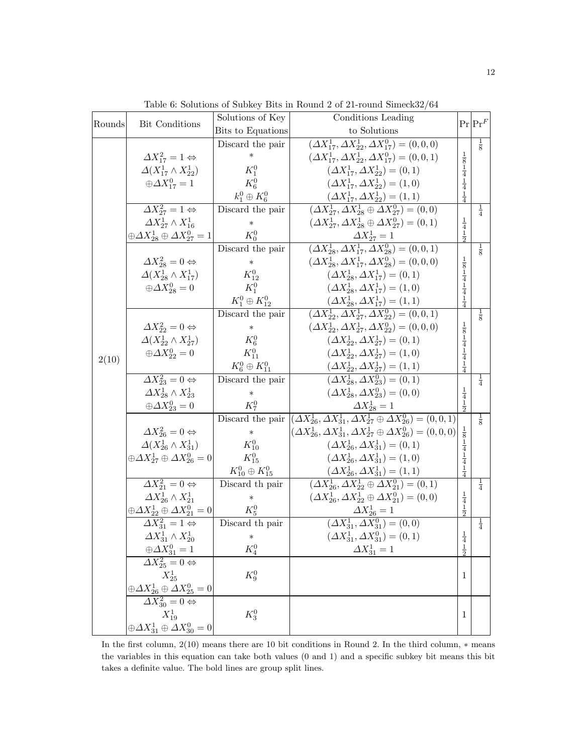Table 6: Solutions of Subkey Bits in Round 2 of 21-round Simeck32/64

| Rounds | Bit Conditions | Solutions of Key Bits to Equations | Conditions Leading to Solutions | Pr | $\Pr^F$ |
|---|---|---|---|---|---|
| 2(10) | $\Delta X^2_{17}=1 \Leftrightarrow \Delta(X^1_{17}\wedge X^1_{22}) \oplus \Delta X^0_{17}=1$ | Discard the pair | $(\Delta X^1_{17},\Delta X^1_{22},\Delta X^0_{17})=(0,0,0)$ | | $\frac{1}{8}$ |
| | | $*$ | $(\Delta X^1_{17},\Delta X^1_{22},\Delta X^0_{17})=(0,0,1)$ | $\frac{1}{8}$ | |
| | | $K^0_1$ | $(\Delta X^1_{17},\Delta X^1_{22})=(0,1)$ | $\frac{1}{4}$ | |
| | | $K^0_6$ | $(\Delta X^1_{17},\Delta X^1_{22})=(1,0)$ | $\frac{1}{4}$ | |
| | | $k^0_1\oplus K^0_6$ | $(\Delta X^1_{17},\Delta X^1_{22})=(1,1)$ | $\frac{1}{4}$ | |
| | $\Delta X^2_{27}=1 \Leftrightarrow \Delta X^1_{27}\wedge X^1_{16} \oplus\Delta X^1_{28}\oplus\Delta X^0_{27}=1$ | Discard the pair | $(\Delta X^1_{27},\Delta X^1_{28}\oplus\Delta X^0_{27})=(0,0)$ | | $\frac{1}{4}$ |
| | | $*$ | $(\Delta X^1_{27},\Delta X^1_{28}\oplus\Delta X^0_{27})=(0,1)$ | $\frac{1}{4}$ | |
| | | $K^0_0$ | $\Delta X^1_{27}=1$ | $\frac{1}{2}$ | |
| | $\Delta X^2_{28}=0 \Leftrightarrow \Delta(X^1_{28}\wedge X^1_{17}) \oplus\Delta X^0_{28}=0$ | Discard the pair | $(\Delta X^1_{28},\Delta X^1_{17},\Delta X^0_{28})=(0,0,1)$ | | $\frac{1}{8}$ |
| | | $*$ | $(\Delta X^1_{28},\Delta X^1_{17},\Delta X^0_{28})=(0,0,0)$ | $\frac{1}{8}$ | |
| | | $K^0_{12}$ | $(\Delta X^1_{28},\Delta X^1_{17})=(0,1)$ | $\frac{1}{4}$ | |
| | | $K^0_1$ | $(\Delta X^1_{28},\Delta X^1_{17})=(1,0)$ | $\frac{1}{4}$ | |
| | | $K^0_1\oplus K^0_{12}$ | $(\Delta X^1_{28},\Delta X^1_{17})=(1,1)$ | $\frac{1}{4}$ | |
| | $\Delta X^2_{22}=0 \Leftrightarrow \Delta(X^1_{22}\wedge X^1_{27}) \oplus\Delta X^0_{22}=0$ | Discard the pair | $(\Delta X^1_{22},\Delta X^1_{27},\Delta X^0_{22})=(0,0,1)$ | | $\frac{1}{8}$ |
| | | $*$ | $(\Delta X^1_{22},\Delta X^1_{27},\Delta X^0_{22})=(0,0,0)$ | $\frac{1}{8}$ | |
| | | $K^0_6$ | $(\Delta X^1_{22},\Delta X^1_{27})=(0,1)$ | $\frac{1}{4}$ | |
| | | $K^0_{11}$ | $(\Delta X^1_{22},\Delta X^1_{27})=(1,0)$ | $\frac{1}{4}$ | |
| | | $K^0_6\oplus K^0_{11}$ | $(\Delta X^1_{22},\Delta X^1_{27})=(1,1)$ | $\frac{1}{4}$ | |
| | $\Delta X^2_{23}=0 \Leftrightarrow \Delta X^1_{28}\wedge X^1_{23} \oplus\Delta X^0_{23}=0$ | Discard the pair | $(\Delta X^1_{28},\Delta X^0_{23})=(0,1)$ | | $\frac{1}{4}$ |
| | | $*$ | $(\Delta X^1_{28},\Delta X^0_{23})=(0,0)$ | $\frac{1}{4}$ | |
| | | $K^0_7$ | $\Delta X^1_{28}=1$ | $\frac{1}{2}$ | |
| | $\Delta X^2_{26}=0 \Leftrightarrow \Delta(X^1_{26}\wedge X^1_{31}) \oplus\Delta X^1_{27}\oplus\Delta X^0_{26}=0$ | Discard the pair | $(\Delta X^1_{26},\Delta X^1_{31},\Delta X^1_{27}\oplus\Delta X^0_{26})=(0,0,1)$ | | $\frac{1}{8}$ |
| | | $*$ | $(\Delta X^1_{26},\Delta X^1_{31},\Delta X^1_{27}\oplus\Delta X^0_{26})=(0,0,0)$ | $\frac{1}{8}$ | |
| | | $K^0_{10}$ | $(\Delta X^1_{26},\Delta X^1_{31})=(0,1)$ | $\frac{1}{4}$ | |
| | | $K^0_{15}$ | $(\Delta X^1_{26},\Delta X^1_{31})=(1,0)$ | $\frac{1}{4}$ | |
| | | $K^0_{10}\oplus K^0_{15}$ | $(\Delta X^1_{26},\Delta X^1_{31})=(1,1)$ | $\frac{1}{4}$ | |
| | $\Delta X^2_{21}=0 \Leftrightarrow \Delta X^1_{26}\wedge X^1_{21} \oplus\Delta X^1_{22}\oplus\Delta X^0_{21}=0$ | Discard th pair | $(\Delta X^1_{26},\Delta X^1_{22}\oplus\Delta X^0_{21})=(0,1)$ | | $\frac{1}{4}$ |
| | | $*$ | $(\Delta X^1_{26},\Delta X^1_{22}\oplus\Delta X^0_{21})=(0,0)$ | $\frac{1}{4}$ | |
| | | $K^0_5$ | $\Delta X^1_{26}=1$ | $\frac{1}{2}$ | |
| | $\Delta X^2_{31}=1 \Leftrightarrow \Delta X^1_{31}\wedge X^1_{20} \oplus\Delta X^0_{31}=1$ | Discard th pair | $(\Delta X^1_{31},\Delta X^0_{31})=(0,0)$ | | $\frac{1}{4}$ |
| | | $*$ | $(\Delta X^1_{31},\Delta X^0_{31})=(0,1)$ | $\frac{1}{4}$ | |
| | | $K^0_4$ | $\Delta X^1_{31}=1$ | $\frac{1}{2}$ | |
| | $\Delta X^2_{25}=0 \Leftrightarrow X^1_{25} \oplus\Delta X^1_{26}\oplus\Delta X^0_{25}=0$ | $K^0_9$ | | 1 | |
| | $\Delta X^2_{30}=0 \Leftrightarrow X^1_{19} \oplus\Delta X^1_{31}\oplus\Delta X^0_{30}=0$ | $K^0_3$ | | 1 | |

In the first column, 2(10) means there are 10 bit conditions in Round 2. In the third column, $*$ means the variables in this equation can take both values (0 and 1) and a specific subkey bit means this bit takes a definite value. The bold lines are group split lines.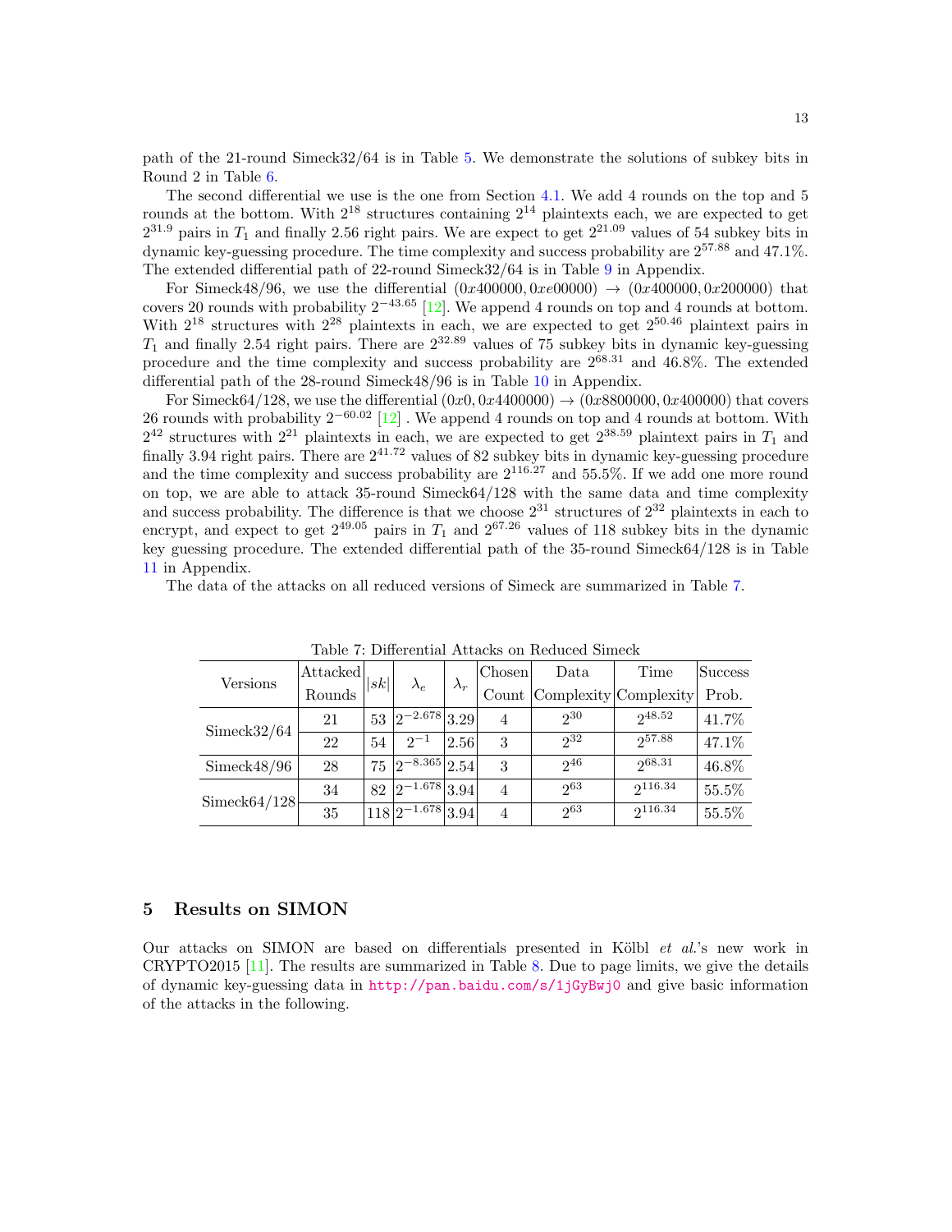path of the 21-round Simeck32/64 is in Table 5. We demonstrate the solutions of subkey bits in Round 2 in Table 6.

The second differential we use is the one from Section 4.1. We add 4 rounds on the top and 5 rounds at the bottom. With $2^{18}$ structures containing $2^{14}$ plaintexts each, we are expected to get $2^{31.9}$ pairs in $T_1$ and finally 2.56 right pairs. We are expect to get $2^{21.09}$ values of 54 subkey bits in dynamic key-guessing procedure. The time complexity and success probability are $2^{57.88}$ and 47.1%. The extended differential path of 22-round Simeck32/64 is in Table 9 in Appendix.

For Simeck48/96, we use the differential $(0x400000, 0xe00000) \rightarrow (0x400000, 0x200000)$ that covers 20 rounds with probability $2^{-43.65}$ [12]. We append 4 rounds on top and 4 rounds at bottom. With $2^{18}$ structures with $2^{28}$ plaintexts in each, we are expected to get $2^{50.46}$ plaintext pairs in $T_1$ and finally 2.54 right pairs. There are $2^{32.89}$ values of 75 subkey bits in dynamic key-guessing procedure and the time complexity and success probability are $2^{68.31}$ and 46.8%. The extended differential path of the 28-round Simeck48/96 is in Table 10 in Appendix.

For Simeck64/128, we use the differential $(0x0, 0x4400000) \rightarrow (0x8800000, 0x400000)$ that covers 26 rounds with probability $2^{-60.02}$ [12] . We append 4 rounds on top and 4 rounds at bottom. With $2^{42}$ structures with $2^{21}$ plaintexts in each, we are expected to get $2^{38.59}$ plaintext pairs in $T_1$ and finally 3.94 right pairs. There are $2^{41.72}$ values of 82 subkey bits in dynamic key-guessing procedure and the time complexity and success probability are $2^{116.27}$ and 55.5%. If we add one more round on top, we are able to attack 35-round Simeck64/128 with the same data and time complexity and success probability. The difference is that we choose $2^{31}$ structures of $2^{32}$ plaintexts in each to encrypt, and expect to get $2^{49.05}$ pairs in $T_1$ and $2^{67.26}$ values of 118 subkey bits in the dynamic key guessing procedure. The extended differential path of the 35-round Simeck64/128 is in Table 11 in Appendix.

The data of the attacks on all reduced versions of Simeck are summarized in Table 7.

Table 7: Differential Attacks on Reduced Simeck

| Versions | Attacked Rounds | $\|sk\|$ | $\lambda_e$ | $\lambda_r$ | Chosen Count | Data Complexity | Time Complexity | Success Prob. |
|---|---|---|---|---|---|---|---|---|
| Simeck32/64 | 21 | 53 | $2^{-2.678}$ | 3.29 | 4 | $2^{30}$ | $2^{48.52}$ | 41.7% |
| | 22 | 54 | $2^{-1}$ | 2.56 | 3 | $2^{32}$ | $2^{57.88}$ | 47.1% |
| Simeck48/96 | 28 | 75 | $2^{-8.365}$ | 2.54 | 3 | $2^{46}$ | $2^{68.31}$ | 46.8% |
| Simeck64/128 | 34 | 82 | $2^{-1.678}$ | 3.94 | 4 | $2^{63}$ | $2^{116.34}$ | 55.5% |
| | 35 | 118 | $2^{-1.678}$ | 3.94 | 4 | $2^{63}$ | $2^{116.34}$ | 55.5% |

## 5 Results on SIMON

Our attacks on SIMON are based on differentials presented in Kölbl *et al.*'s new work in CRYPTO2015 [11]. The results are summarized in Table 8. Due to page limits, we give the details of dynamic key-guessing data in http://pan.baidu.com/s/1jGyBwj0 and give basic information of the attacks in the following.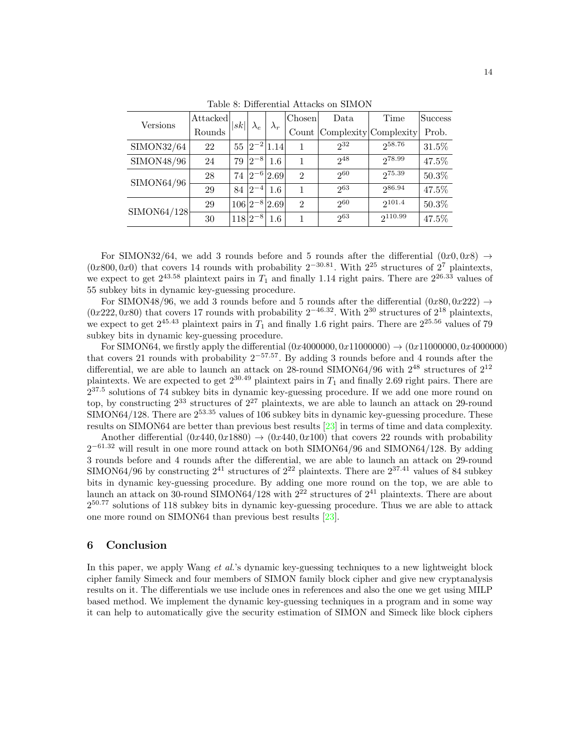Table 8: Differential Attacks on SIMON

| Versions | Attacked Rounds | $\lvert sk \rvert$ | $\lambda_e$ | $\lambda_r$ | Chosen Count | Data Complexity | Time Complexity | Success Prob. |
|---|---|---|---|---|---|---|---|---|
| SIMON32/64 | 22 | 55 | $2^{-2}$ | 1.14 | 1 | $2^{32}$ | $2^{58.76}$ | 31.5% |
| SIMON48/96 | 24 | 79 | $2^{-8}$ | 1.6 | 1 | $2^{48}$ | $2^{78.99}$ | 47.5% |
| SIMON64/96 | 28 | 74 | $2^{-6}$ | 2.69 | 2 | $2^{60}$ | $2^{75.39}$ | 50.3% |
| | 29 | 84 | $2^{-4}$ | 1.6 | 1 | $2^{63}$ | $2^{86.94}$ | 47.5% |
| SIMON64/128 | 29 | 106 | $2^{-8}$ | 2.69 | 2 | $2^{60}$ | $2^{101.4}$ | 50.3% |
| | 30 | 118 | $2^{-8}$ | 1.6 | 1 | $2^{63}$ | $2^{110.99}$ | 47.5% |

For SIMON32/64, we add 3 rounds before and 5 rounds after the differential $(0x0, 0x8) \rightarrow (0x800, 0x0)$ that covers 14 rounds with probability $2^{-30.81}$. With $2^{25}$ structures of $2^7$ plaintexts, we expect to get $2^{43.58}$ plaintext pairs in $T_1$ and finally 1.14 right pairs. There are $2^{26.33}$ values of 55 subkey bits in dynamic key-guessing procedure.

For SIMON48/96, we add 3 rounds before and 5 rounds after the differential $(0x80, 0x222) \rightarrow (0x222, 0x80)$ that covers 17 rounds with probability $2^{-46.32}$. With $2^{30}$ structures of $2^{18}$ plaintexts, we expect to get $2^{45.43}$ plaintext pairs in $T_1$ and finally 1.6 right pairs. There are $2^{25.56}$ values of 79 subkey bits in dynamic key-guessing procedure.

For SIMON64, we firstly apply the differential $(0x4000000, 0x11000000) \rightarrow (0x11000000, 0x4000000)$ that covers 21 rounds with probability $2^{-57.57}$. By adding 3 rounds before and 4 rounds after the differential, we are able to launch an attack on 28-round SIMON64/96 with $2^{48}$ structures of $2^{12}$ plaintexts. We are expected to get $2^{30.49}$ plaintext pairs in $T_1$ and finally 2.69 right pairs. There are $2^{37.5}$ solutions of 74 subkey bits in dynamic key-guessing procedure. If we add one more round on top, by constructing $2^{33}$ structures of $2^{27}$ plaintexts, we are able to launch an attack on 29-round SIMON64/128. There are $2^{53.35}$ values of 106 subkey bits in dynamic key-guessing procedure. These results on SIMON64 are better than previous best results [23] in terms of time and data complexity.

Another differential $(0x440, 0x1880) \rightarrow (0x440, 0x100)$ that covers 22 rounds with probability $2^{-61.32}$ will result in one more round attack on both SIMON64/96 and SIMON64/128. By adding 3 rounds before and 4 rounds after the differential, we are able to launch an attack on 29-round SIMON64/96 by constructing $2^{41}$ structures of $2^{22}$ plaintexts. There are $2^{37.41}$ values of 84 subkey bits in dynamic key-guessing procedure. By adding one more round on the top, we are able to launch an attack on 30-round SIMON64/128 with $2^{22}$ structures of $2^{41}$ plaintexts. There are about $2^{50.77}$ solutions of 118 subkey bits in dynamic key-guessing procedure. Thus we are able to attack one more round on SIMON64 than previous best results [23].

## 6 Conclusion

In this paper, we apply Wang *et al.*'s dynamic key-guessing techniques to a new lightweight block cipher family Simeck and four members of SIMON family block cipher and give new cryptanalysis results on it. The differentials we use include ones in references and also the one we get using MILP based method. We implement the dynamic key-guessing techniques in a program and in some way it can help to automatically give the security estimation of SIMON and Simeck like block ciphers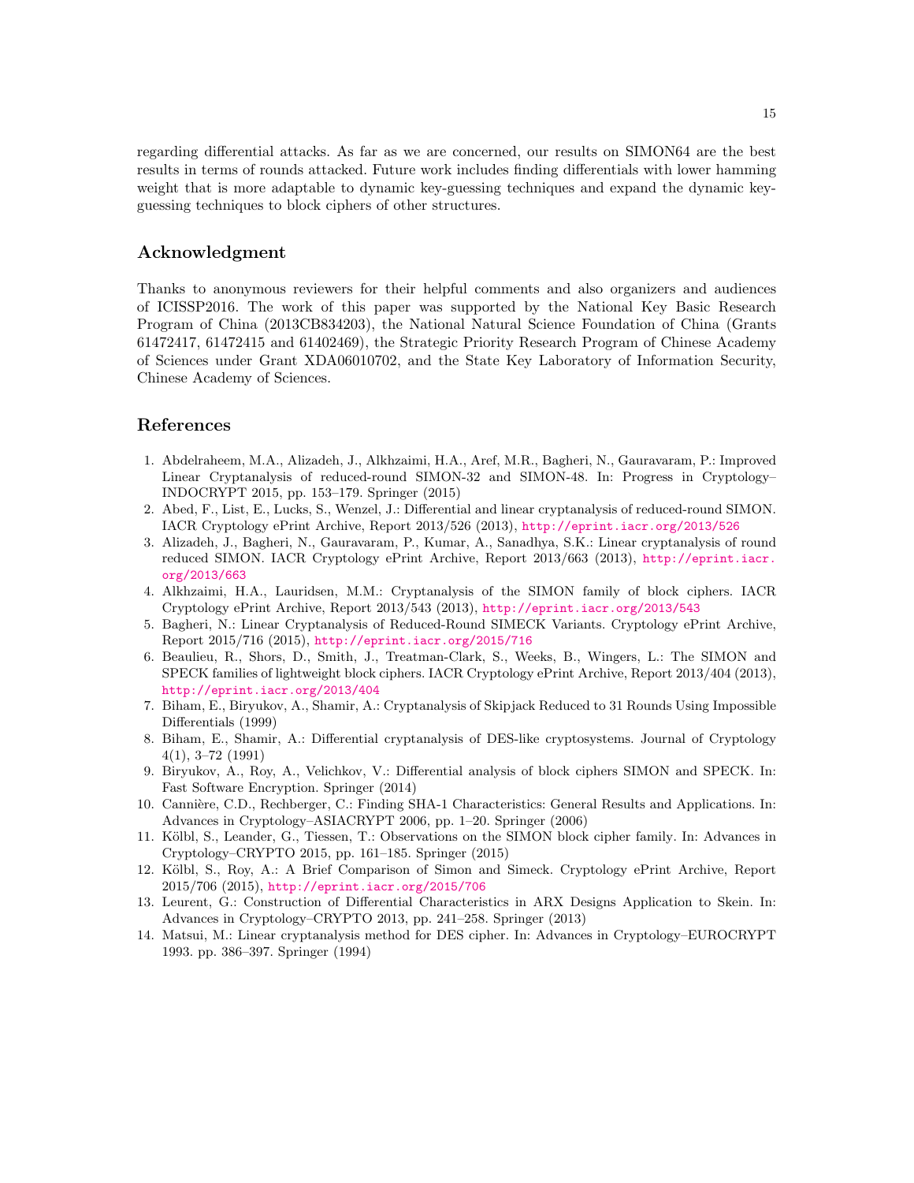regarding differential attacks. As far as we are concerned, our results on SIMON64 are the best results in terms of rounds attacked. Future work includes finding differentials with lower hamming weight that is more adaptable to dynamic key-guessing techniques and expand the dynamic key-guessing techniques to block ciphers of other structures.

## Acknowledgment

Thanks to anonymous reviewers for their helpful comments and also organizers and audiences of ICISSP2016. The work of this paper was supported by the National Key Basic Research Program of China (2013CB834203), the National Natural Science Foundation of China (Grants 61472417, 61472415 and 61402469), the Strategic Priority Research Program of Chinese Academy of Sciences under Grant XDA06010702, and the State Key Laboratory of Information Security, Chinese Academy of Sciences.

## References

1. Abdelraheem, M.A., Alizadeh, J., Alkhzaimi, H.A., Aref, M.R., Bagheri, N., Gauravaram, P.: Improved Linear Cryptanalysis of reduced-round SIMON-32 and SIMON-48. In: Progress in Cryptology–INDOCRYPT 2015, pp. 153–179. Springer (2015)
2. Abed, F., List, E., Lucks, S., Wenzel, J.: Differential and linear cryptanalysis of reduced-round SIMON. IACR Cryptology ePrint Archive, Report 2013/526 (2013), http://eprint.iacr.org/2013/526
3. Alizadeh, J., Bagheri, N., Gauravaram, P., Kumar, A., Sanadhya, S.K.: Linear cryptanalysis of round reduced SIMON. IACR Cryptology ePrint Archive, Report 2013/663 (2013), http://eprint.iacr.org/2013/663
4. Alkhzaimi, H.A., Lauridsen, M.M.: Cryptanalysis of the SIMON family of block ciphers. IACR Cryptology ePrint Archive, Report 2013/543 (2013), http://eprint.iacr.org/2013/543
5. Bagheri, N.: Linear Cryptanalysis of Reduced-Round SIMECK Variants. Cryptology ePrint Archive, Report 2015/716 (2015), http://eprint.iacr.org/2015/716
6. Beaulieu, R., Shors, D., Smith, J., Treatman-Clark, S., Weeks, B., Wingers, L.: The SIMON and SPECK families of lightweight block ciphers. IACR Cryptology ePrint Archive, Report 2013/404 (2013), http://eprint.iacr.org/2013/404
7. Biham, E., Biryukov, A., Shamir, A.: Cryptanalysis of Skipjack Reduced to 31 Rounds Using Impossible Differentials (1999)
8. Biham, E., Shamir, A.: Differential cryptanalysis of DES-like cryptosystems. Journal of Cryptology 4(1), 3–72 (1991)
9. Biryukov, A., Roy, A., Velichkov, V.: Differential analysis of block ciphers SIMON and SPECK. In: Fast Software Encryption. Springer (2014)
10. Cannière, C.D., Rechberger, C.: Finding SHA-1 Characteristics: General Results and Applications. In: Advances in Cryptology–ASIACRYPT 2006, pp. 1–20. Springer (2006)
11. Kölbl, S., Leander, G., Tiessen, T.: Observations on the SIMON block cipher family. In: Advances in Cryptology–CRYPTO 2015, pp. 161–185. Springer (2015)
12. Kölbl, S., Roy, A.: A Brief Comparison of Simon and Simeck. Cryptology ePrint Archive, Report 2015/706 (2015), http://eprint.iacr.org/2015/706
13. Leurent, G.: Construction of Differential Characteristics in ARX Designs Application to Skein. In: Advances in Cryptology–CRYPTO 2013, pp. 241–258. Springer (2013)
14. Matsui, M.: Linear cryptanalysis method for DES cipher. In: Advances in Cryptology–EUROCRYPT 1993. pp. 386–397. Springer (1994)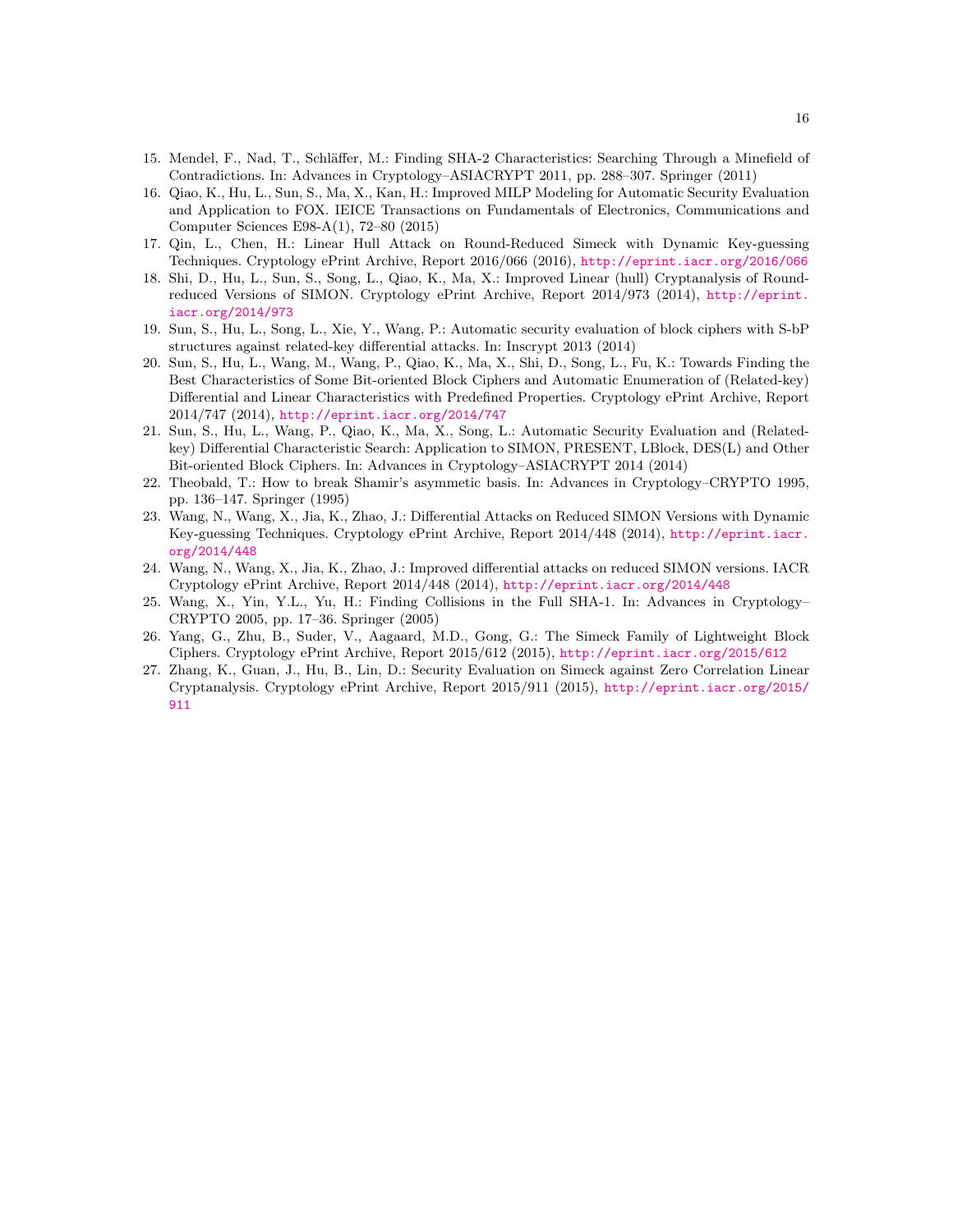15. Mendel, F., Nad, T., Schläffer, M.: Finding SHA-2 Characteristics: Searching Through a Minefield of Contradictions. In: Advances in Cryptology–ASIACRYPT 2011, pp. 288–307. Springer (2011)
16. Qiao, K., Hu, L., Sun, S., Ma, X., Kan, H.: Improved MILP Modeling for Automatic Security Evaluation and Application to FOX. IEICE Transactions on Fundamentals of Electronics, Communications and Computer Sciences E98-A(1), 72–80 (2015)
17. Qin, L., Chen, H.: Linear Hull Attack on Round-Reduced Simeck with Dynamic Key-guessing Techniques. Cryptology ePrint Archive, Report 2016/066 (2016), http://eprint.iacr.org/2016/066
18. Shi, D., Hu, L., Sun, S., Song, L., Qiao, K., Ma, X.: Improved Linear (hull) Cryptanalysis of Round-reduced Versions of SIMON. Cryptology ePrint Archive, Report 2014/973 (2014), http://eprint.iacr.org/2014/973
19. Sun, S., Hu, L., Song, L., Xie, Y., Wang, P.: Automatic security evaluation of block ciphers with S-bP structures against related-key differential attacks. In: Inscrypt 2013 (2014)
20. Sun, S., Hu, L., Wang, M., Wang, P., Qiao, K., Ma, X., Shi, D., Song, L., Fu, K.: Towards Finding the Best Characteristics of Some Bit-oriented Block Ciphers and Automatic Enumeration of (Related-key) Differential and Linear Characteristics with Predefined Properties. Cryptology ePrint Archive, Report 2014/747 (2014), http://eprint.iacr.org/2014/747
21. Sun, S., Hu, L., Wang, P., Qiao, K., Ma, X., Song, L.: Automatic Security Evaluation and (Related-key) Differential Characteristic Search: Application to SIMON, PRESENT, LBlock, DES(L) and Other Bit-oriented Block Ciphers. In: Advances in Cryptology–ASIACRYPT 2014 (2014)
22. Theobald, T.: How to break Shamir's asymmetic basis. In: Advances in Cryptology–CRYPTO 1995, pp. 136–147. Springer (1995)
23. Wang, N., Wang, X., Jia, K., Zhao, J.: Differential Attacks on Reduced SIMON Versions with Dynamic Key-guessing Techniques. Cryptology ePrint Archive, Report 2014/448 (2014), http://eprint.iacr.org/2014/448
24. Wang, N., Wang, X., Jia, K., Zhao, J.: Improved differential attacks on reduced SIMON versions. IACR Cryptology ePrint Archive, Report 2014/448 (2014), http://eprint.iacr.org/2014/448
25. Wang, X., Yin, Y.L., Yu, H.: Finding Collisions in the Full SHA-1. In: Advances in Cryptology–CRYPTO 2005, pp. 17–36. Springer (2005)
26. Yang, G., Zhu, B., Suder, V., Aagaard, M.D., Gong, G.: The Simeck Family of Lightweight Block Ciphers. Cryptology ePrint Archive, Report 2015/612 (2015), http://eprint.iacr.org/2015/612
27. Zhang, K., Guan, J., Hu, B., Lin, D.: Security Evaluation on Simeck against Zero Correlation Linear Cryptanalysis. Cryptology ePrint Archive, Report 2015/911 (2015), http://eprint.iacr.org/2015/911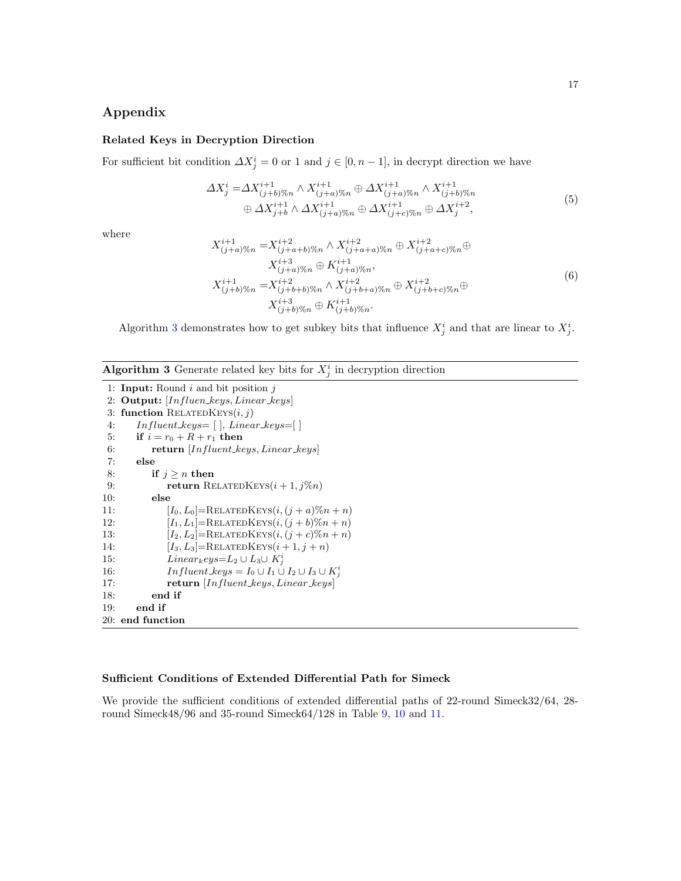## Appendix

### Related Keys in Decryption Direction

For sufficient bit condition $\Delta X_j^i = 0$ or 1 and $j \in [0, n-1]$, in decrypt direction we have

$$
\begin{aligned}
\Delta X_j^i =& \Delta X_{(j+b)\%n}^{i+1} \wedge X_{(j+a)\%n}^{i+1} \oplus \Delta X_{(j+a)\%n}^{i+1} \wedge X_{(j+b)\%n}^{i+1} \\
& \oplus \Delta X_{j+b}^{i+1} \wedge \Delta X_{(j+a)\%n}^{i+1} \oplus \Delta X_{(j+c)\%n}^{i+1} \oplus \Delta X_j^{i+2},
\end{aligned} \tag{5}
$$

where

$$
\begin{aligned}
X_{(j+a)\%n}^{i+1} =& X_{(j+a+b)\%n}^{i+2} \wedge X_{(j+a+a)\%n}^{i+2} \oplus X_{(j+a+c)\%n}^{i+2} \oplus \\
& X_{(j+a)\%n}^{i+3} \oplus K_{(j+a)\%n}^{i+1}, \\
X_{(j+b)\%n}^{i+1} =& X_{(j+b+b)\%n}^{i+2} \wedge X_{(j+b+a)\%n}^{i+2} \oplus X_{(j+b+c)\%n}^{i+2} \oplus \\
& X_{(j+b)\%n}^{i+3} \oplus K_{(j+b)\%n}^{i+1}.
\end{aligned} \tag{6}
$$

Algorithm 3 demonstrates how to get subkey bits that influence $X_j^i$ and that are linear to $X_j^i$.

---

**Algorithm 3** Generate related key bits for $X_j^i$ in decryption direction

---

```
1: Input: Round i and bit position j
2: Output: [Influen_keys, Linear_keys]
3: function RelatedKeys(i, j)
4:     Influent_keys= [ ], Linear_keys=[ ]
5:     if i = r0 + R + r1 then
6:         return [Influent_keys, Linear_keys]
7:     else
8:         if j ≥ n then
9:             return RelatedKeys(i + 1, j%n)
10:        else
11:            [I0, L0]=RelatedKeys(i, (j + a)%n + n)
12:            [I1, L1]=RelatedKeys(i, (j + b)%n + n)
13:            [I2, L2]=RelatedKeys(i, (j + c)%n + n)
14:            [I3, L3]=RelatedKeys(i + 1, j + n)
15:            Linear_keys=L2 ∪ L3∪ K_j^i
16:            Influent_keys = I0 ∪ I1 ∪ I2 ∪ I3 ∪ K_j^i
17:            return [Influent_keys, Linear_keys]
18:        end if
19:    end if
20: end function
```

---

### Sufficient Conditions of Extended Differential Path for Simeck

We provide the sufficient conditions of extended differential paths of 22-round Simeck32/64, 28-round Simeck48/96 and 35-round Simeck64/128 in Table 9, 10 and 11.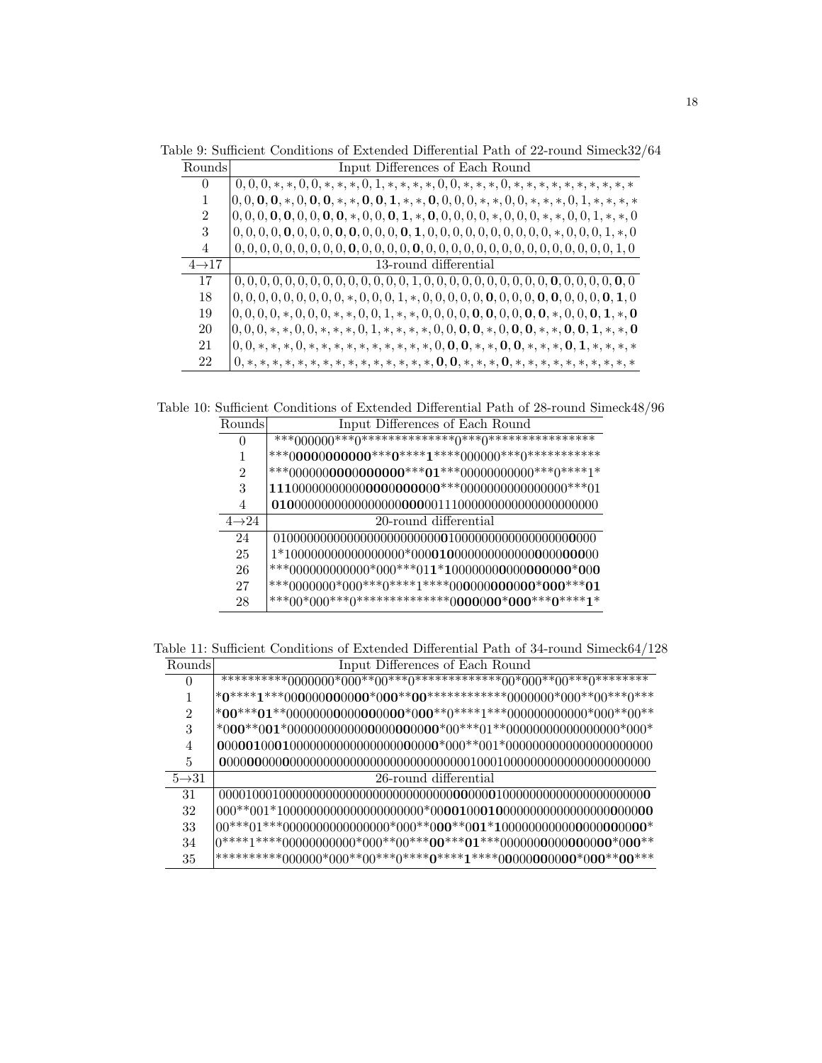Table 9: Sufficient Conditions of Extended Differential Path of 22-round Simeck32/64

| Rounds | Input Differences of Each Round |
| --- | --- |
| 0 | 0, 0, 0, *, *, 0, 0, *, *, *, 0, 1, *, *, *, *, 0, 0, *, *, *, 0, *, *, *, *, *, *, *, *, *, * |
| 1 | 0, 0, **0**, **0**, *, 0, **0**, **0**, *, *, **0**, **0**, **1**, *, *, **0**, 0, 0, 0, *, *, 0, 0, *, *, *, 0, 1, *, *, *, * |
| 2 | 0, 0, 0, **0**, **0**, 0, 0, **0**, **0**, *, 0, 0, **0**, **1**, *, **0**, 0, 0, 0, 0, *, 0, 0, 0, *, *, 0, 0, 1, *, *, 0 |
| 3 | 0, 0, 0, 0, **0**, 0, 0, 0, **0**, **0**, 0, 0, 0, **0**, **1**, 0, 0, 0, 0, 0, 0, 0, 0, 0, 0, *, 0, 0, 0, 1, *, 0 |
| 4 | 0, 0, 0, 0, 0, 0, 0, 0, 0, **0**, 0, 0, 0, 0, **0**, 0, 0, 0, 0, 0, 0, 0, 0, 0, 0, 0, 0, 0, 0, 0, 1, 0 |
| 4→17 | 13-round differential |
| 17 | 0, 0, 0, 0, 0, 0, 0, 0, 0, 0, 0, 0, 0, 0, 0, 1, 0, 0, 0, 0, 0, 0, 0, 0, 0, 0, **0**, 0, 0, 0, 0, **0**, 0 |
| 18 | 0, 0, 0, 0, 0, 0, 0, 0, 0, *, 0, 0, 0, 1, *, 0, 0, 0, 0, 0, **0**, 0, 0, 0, 0, **0**, **0**, 0, 0, 0, **0**, **1**, 0 |
| 19 | 0, 0, 0, 0, *, 0, 0, 0, *, *, 0, 0, 1, *, *, 0, 0, 0, 0, **0**, **0**, 0, 0, 0, **0**, **0**, *, 0, 0, **0**, **1**, *, **0** |
| 20 | 0, 0, 0, *, *, 0, 0, *, *, *, 0, 1, *, *, *, *, 0, 0, **0**, **0**, *, 0, **0**, **0**, *, *, **0**, **0**, **1**, *, *, **0** |
| 21 | 0, 0, *, *, *, 0, *, *, *, *, *, *, *, *, *, *, 0, **0**, **0**, *, *, **0**, **0**, *, *, *, **0**, **1**, *, *, *, * |
| 22 | 0, *, *, *, *, *, *, *, *, *, *, *, *, *, *, *, **0**, **0**, *, *, *, **0**, *, *, *, *, *, *, *, *, *, * |

Table 10: Sufficient Conditions of Extended Differential Path of 28-round Simeck48/96

| Rounds | Input Differences of Each Round |
| --- | --- |
| 0 | ***000000***0**************0***0***************** |
| 1 | ***0**0000000000*****0*****1*****000000***0*********** |
| 2 | ***000000**0000000000*****01*****00000000000***0*****1* |
| 3 | **111**0000000000000**0000000000**0***00000000000000000***01 |
| 4 | **010**000000000000000000**000**0011100000000000000000000000 |
| 4→24 | 20-round differential |
| 24 | 01000000000000000000000000**0**1000000000000000000**0**000 |
| 25 | 1*1000000000000000000*000**010**000000000000000**0**0000**0000**00 |
| 26 | ***000000000000*000***01**1***1**00000000**0000000000***00**0** |
| 27 | ***0000000*000***0*****1*****00**000000000000*000*****01** |
| 28 | ***00*000***0**************0**000000*000*****0*****1** |

Table 11: Sufficient Conditions of Extended Differential Path of 34-round Simeck64/128

| Rounds | Input Differences of Each Round |
| --- | --- |
| 0 | **********0000000*000**00***0*************00*000**00***0******** |
| 1 | ***0*****1***00**0000000000**0*0**00****00************0000000*000**00***0*** |
| 2 | ***00*****01****00000000**0000000000000**0*0**00****0*****1***000000000000*000**00** |
| 3 | *0**00****0**01***00000000000000**0000000000000**00*00***01**00000000000000000*000* |
| 4 | **0**00**001**00**01**00000000000000000000**0**0000*000**001*0000000000000000000000 |
| 5 | **0**0000**0000**000**0**000000000000000000000000000000001000100000000000000000000000 |
| 5→31 | 26-round differential |
| 31 | 00001000100000000000000000000000000**00**000**0**1000000000000000000000**0** |
| 32 | 000**001*1000000000000000000000*00**001**00**01**0000000000000000**0000** |
| 33 | 00***01***0000000000000000*000**0**00**0****00**01***1**000000000000**0000000000**0** |
| 34 | 0*****1*****00000000000*000**00***0**00*****01****000000**000000000000000**0*0**00**** |
| 35 | **********000000*000**00***0*****0*****1*****00**000000000000**0*0**00**0**00*** |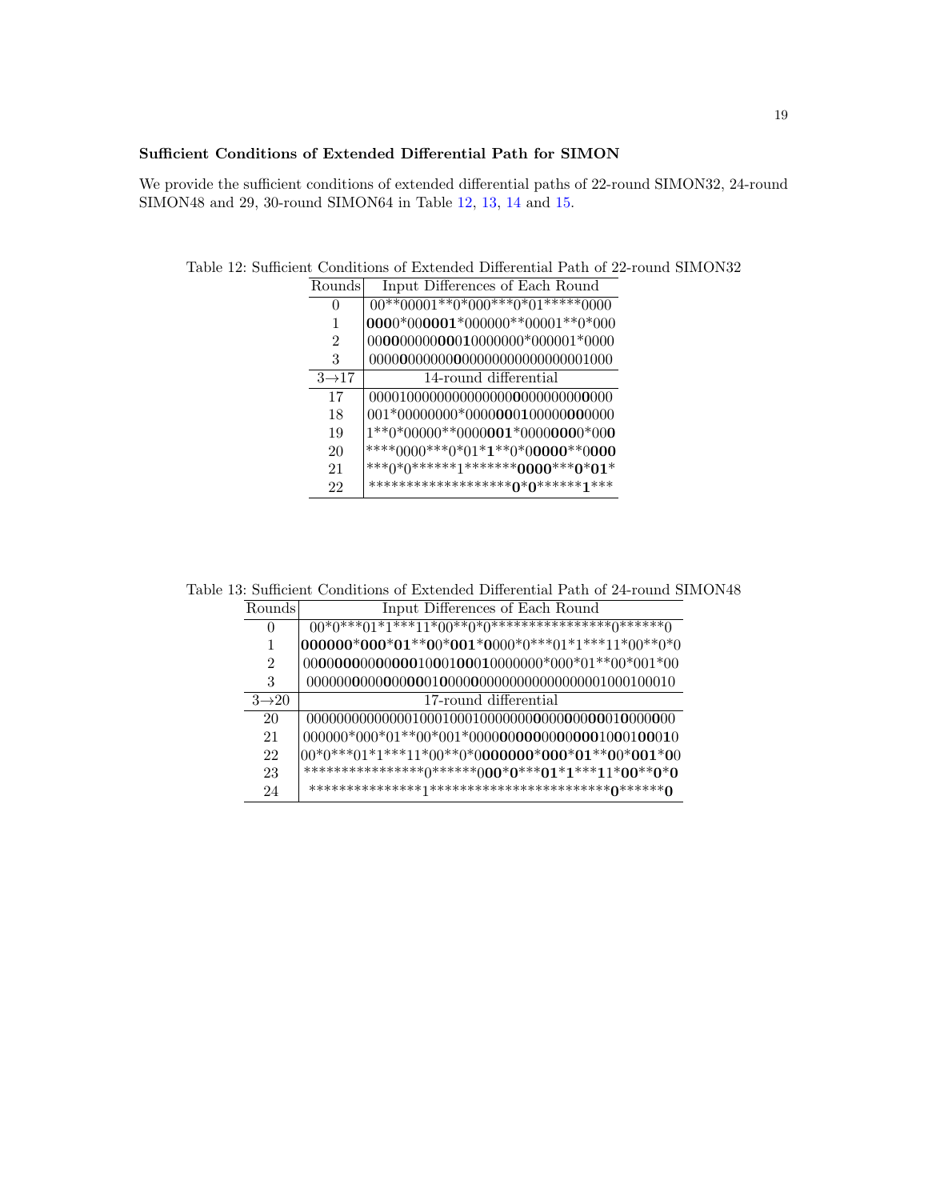### Sufficient Conditions of Extended Differential Path for SIMON

We provide the sufficient conditions of extended differential paths of 22-round SIMON32, 24-round SIMON48 and 29, 30-round SIMON64 in Table 12, 13, 14 and 15.

Table 12: Sufficient Conditions of Extended Differential Path of 22-round SIMON32

| Rounds | Input Differences of Each Round |
|---|---|
| 0 | 00**00001**0*000***0*01*****0000 |
| 1 | 0000*000001*000000**00001**0*000 |
| 2 | 00000000000010000000*000001*0000 |
| 3 | 00000000000000000000000000001000 |
| 3→17 | 14-round differential |
| 17 | 00001000000000000000000000000000 |
| 18 | 001*00000000*00000001000000000000 |
| 19 | 1**0*00000**0000001*00000000*000 |
| 20 | ****0000***0*01*1**0*00000**0000 |
| 21 | ***0*0******1*******0000***0*01* |
| 22 | *******************0*0******1*** |

Table 13: Sufficient Conditions of Extended Differential Path of 24-round SIMON48

| Rounds | Input Differences of Each Round |
|---|---|
| 0 | 00*0***01*1***11*00**0*0****************0******0 |
| 1 | 000000*000*01**00*001*0000*0***01*1***11*00**0*0 |
| 2 | 00000000000000100010001000000000*000*01**00*001*00 |
| 3 | 000000000000000010000000000000000000001000100010 |
| 3→20 | 17-round differential |
| 20 | 000000000000001000100010000000000000000000010000000 |
| 21 | 000000*000*01**00*001*00000000000000000010001000010 |
| 22 | 00*0***01*1***11*00**0*0000000*000*01**00*001*00 |
| 23 | ****************0******000*0***01*1***11*00**0*0 |
| 24 | ***************1************************0******0 |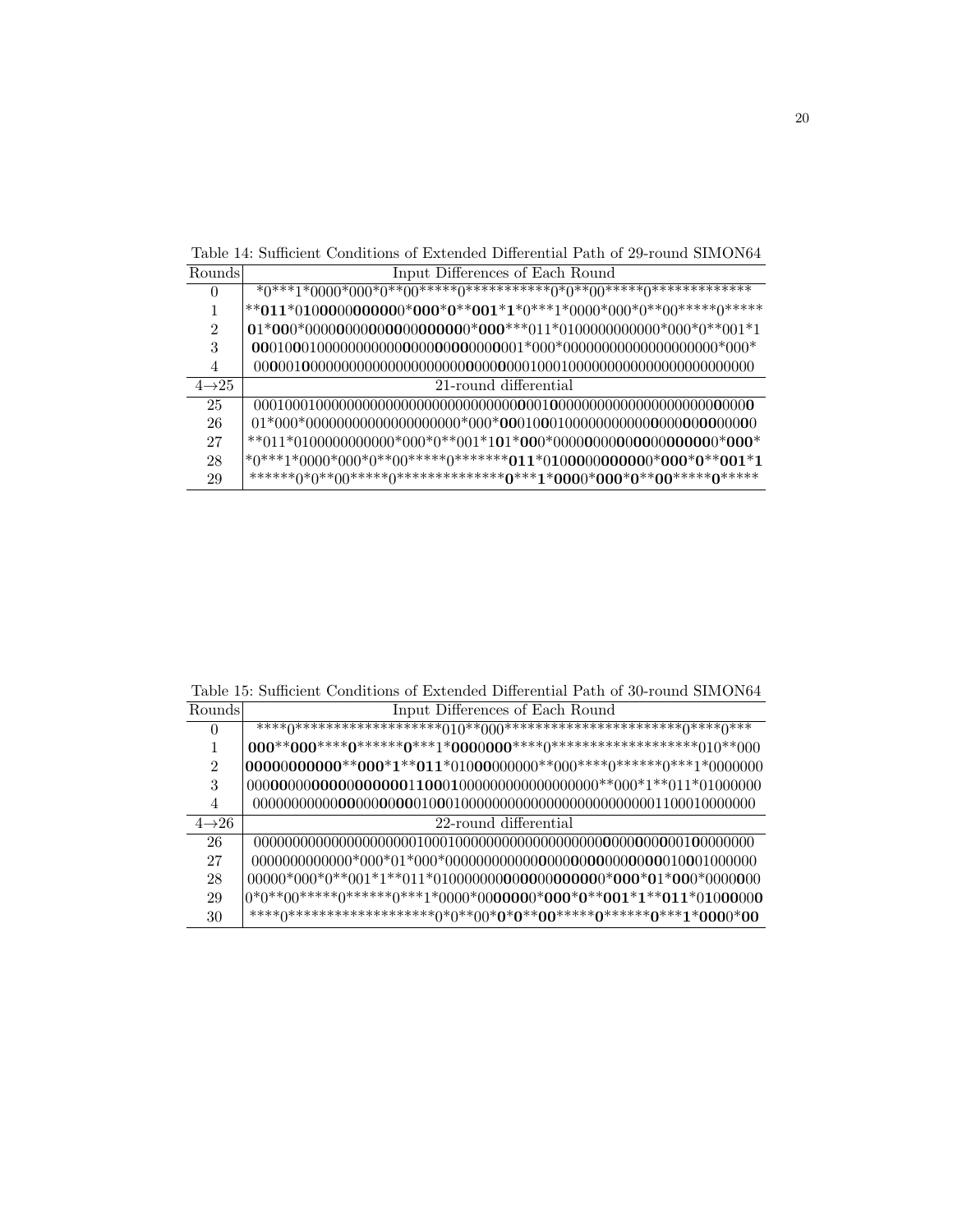Table 14: Sufficient Conditions of Extended Differential Path of 29-round SIMON64

| Rounds | Input Differences of Each Round |
|---|---|
| 0 | *0***1*0000*000*0**00*****0***********0*0**00*****0************* |
| 1 | ****011*0100000000000*000*0**001*1*0***1*0000*000*0**00*****0***** |
| 2 | 01*000*000000000000000000000*000***011*0100000000000*000*0**001*1 |
| 3 | 0001000100000000000000000000000001*000*00000000000000000000*000* |
| 4 | 0000010000000000000000000000000000010001000000000000000000000000 |
| 4→25 | 21-round differential |
| 25 | 0001000100000000000000000000000000001000000000000000000000000000 |
| 26 | 01*000*00000000000000000000*000*00010001000000000000000000000000 |
| 27 | **011*0100000000000*000*0**001*101*000*0000000000000000000000*000* |
| 28 | *0***1*0000*000*0**00*****0*******011*0100000000000*000*0**001*1 |
| 29 | ******0*0**00*****0**************0***1*0000*000*0**00*****0***** |

Table 15: Sufficient Conditions of Extended Differential Path of 30-round SIMON64

| Rounds | Input Differences of Each Round |
|---|---|
| 0 | ****0*******************010**000***********************0****0*** |
| 1 | 000**000****0******0***1*0000000****0*******************010**000 |
| 2 | 00000000000**000*1**011*0100000000**000****0******0***1*0000000 |
| 3 | 0000000000000000000011000100000000000000000000**000*1**011*01000000 |
| 4 | 0000000000000000000000100010000000000000000000000000001100010000000 |
| 4→26 | 22-round differential |
| 26 | 0000000000000000000001000100000000000000000000000000000001000000000 |
| 27 | 0000000000000*000*01*000*000000000000000000000000000000010001000000 |
| 28 | 00000*000*0**001*1**011*010000000000000000000000*000*01*000*0000000 |
| 29 | 0*0**00*****0******0***1*0000*0000000*000*0**001*1**011*0100000 |
| 30 | ****0*******************0*0**00*0*0**00*****0******0***1*0000*00 |